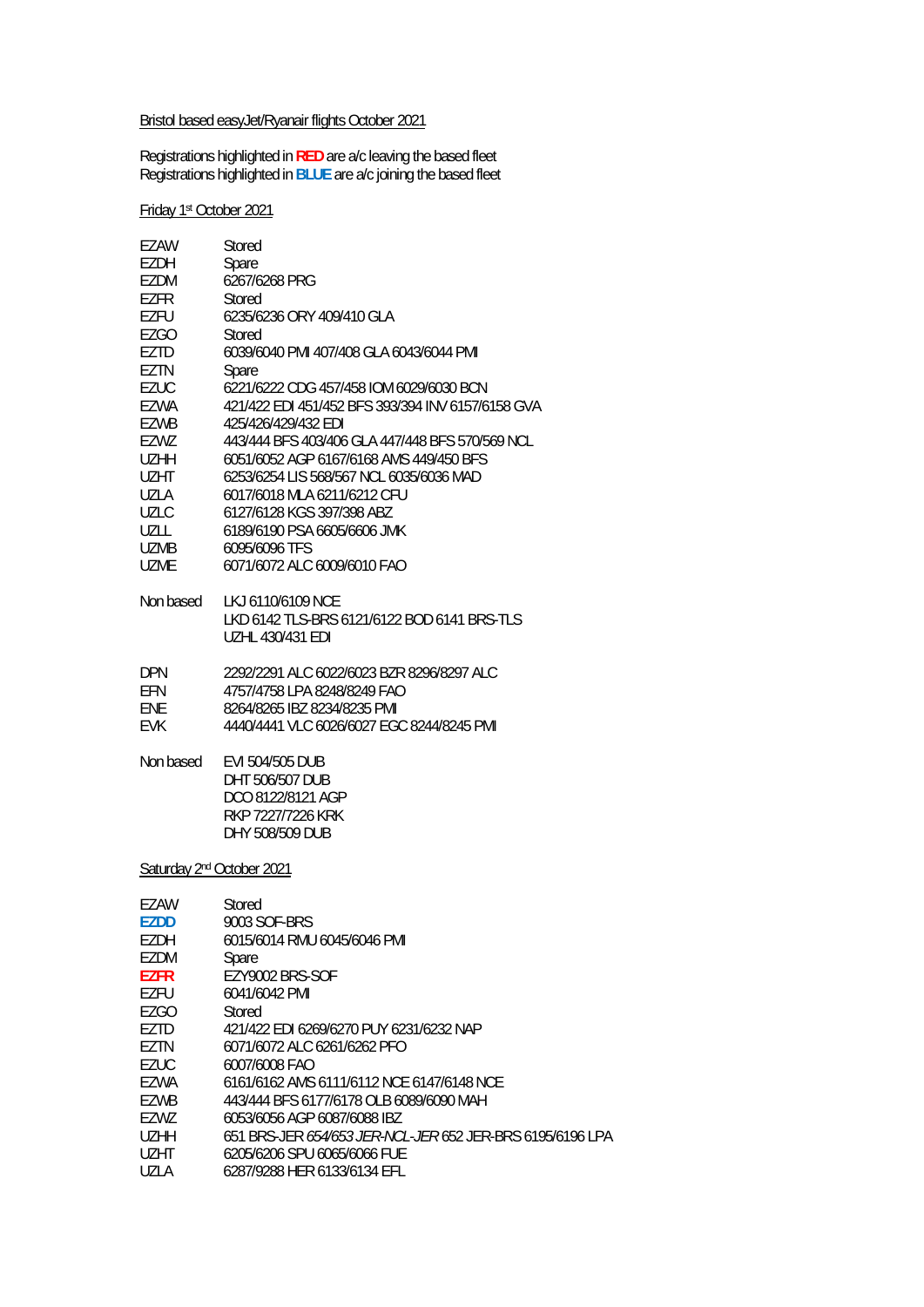Bristol based easyJet/Ryanair flights October 2021

Registrations highlighted in **RED** are a/c leaving the based fleet
Registrations highlighted in **BLUE** are a/c joining the based fleet

Friday 1st October 2021

| | |
|---|---|
| EZAW | Stored |
| EZDH | Spare |
| EZDM | 6267/6268 PRG |
| EZFR | Stored |
| EZFU | 6235/6236 ORY 409/410 GLA |
| EZGO | Stored |
| EZTD | 6039/6040 PMI 407/408 GLA 6043/6044 PMI |
| EZTN | Spare |
| EZUC | 6221/6222 CDG 457/458 IOM 6029/6030 BCN |
| EZWA | 421/422 EDI 451/452 BFS 393/394 INV 6157/6158 GVA |
| EZWB | 425/426/429/432 EDI |
| EZWZ | 443/444 BFS 403/406 GLA 447/448 BFS 570/569 NCL |
| UZHH | 6051/6052 AGP 6167/6168 AMS 449/450 BFS |
| UZHT | 6253/6254 LIS 568/567 NCL 6035/6036 MAD |
| UZLA | 6017/6018 MLA 6211/6212 CFU |
| UZLC | 6127/6128 KGS 397/398 ABZ |
| UZLL | 6189/6190 PSA 6605/6606 JMK |
| UZMB | 6095/6096 TFS |
| UZME | 6071/6072 ALC 6009/6010 FAO |
| | |
| Non based | LKJ 6110/6109 NCE |
| | LKD 6142 TLS-BRS 6121/6122 BOD 6141 BRS-TLS |
| | UZHL 430/431 EDI |
| | |
| DPN | 2292/2291 ALC 6022/6023 BZR 8296/8297 ALC |
| EFN | 4757/4758 LPA 8248/8249 FAO |
| ENE | 8264/8265 IBZ 8234/8235 PMI |
| EVK | 4440/4441 VLC 6026/6027 EGC 8244/8245 PMI |
| | |
| Non based | EVI 504/505 DUB |
| | DHT 506/507 DUB |
| | DCO 8122/8121 AGP |
| | RKP 7227/7226 KRK |
| | DHY 508/509 DUB |

Saturday 2nd October 2021

| | |
|---|---|
| EZAW | Stored |
| **EZDD** | 9003 SOF-BRS |
| EZDH | 6015/6014 RMU 6045/6046 PMI |
| EZDM | Spare |
| **EZFR** | EZY9002 BRS-SOF |
| EZFU | 6041/6042 PMI |
| EZGO | Stored |
| EZTD | 421/422 EDI 6269/6270 PUY 6231/6232 NAP |
| EZTN | 6071/6072 ALC 6261/6262 PFO |
| EZUC | 6007/6008 FAO |
| EZWA | 6161/6162 AMS 6111/6112 NCE 6147/6148 NCE |
| EZWB | 443/444 BFS 6177/6178 OLB 6089/6090 MAH |
| EZWZ | 6053/6056 AGP 6087/6088 IBZ |
| UZHH | 651 BRS-JER *654/653 JER-NCL-JER* 652 JER-BRS 6195/6196 LPA |
| UZHT | 6205/6206 SPU 6065/6066 FUE |
| UZLA | 6287/9288 HER 6133/6134 EFL |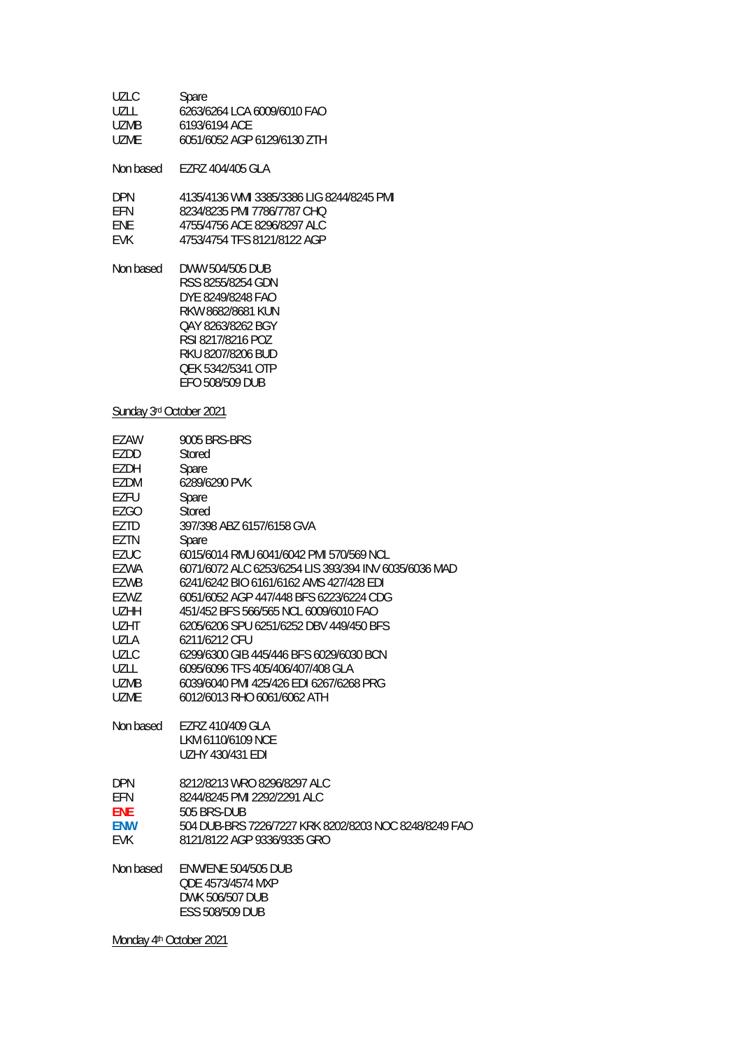| | |
|---|---|
| UZLC | Spare |
| UZLL | 6263/6264 LCA 6009/6010 FAO |
| UZMB | 6193/6194 ACE |
| UZME | 6051/6052 AGP 6129/6130 ZTH |

| | |
|---|---|
| Non based | EZRZ 404/405 GLA |

| | |
|---|---|
| DPN | 4135/4136 WMI 3385/3386 LIG 8244/8245 PMI |
| EFN | 8234/8235 PMI 7786/7787 CHQ |
| ENE | 4755/4756 ACE 8296/8297 ALC |
| EVK | 4753/4754 TFS 8121/8122 AGP |

| | |
|---|---|
| Non based | DWW 504/505 DUB |
| | RSS 8255/8254 GDN |
| | DYE 8249/8248 FAO |
| | RKW 8682/8681 KUN |
| | QAY 8263/8262 BGY |
| | RSI 8217/8216 POZ |
| | RKU 8207/8206 BUD |
| | QEK 5342/5341 OTP |
| | EFO 508/509 DUB |

## Sunday 3rd October 2021

| | |
|---|---|
| EZAW | 9005 BRS-BRS |
| EZDD | Stored |
| EZDH | Spare |
| EZDM | 6289/6290 PVK |
| EZFU | Spare |
| EZGO | Stored |
| EZTD | 397/398 ABZ 6157/6158 GVA |
| EZTN | Spare |
| EZUC | 6015/6014 RMU 6041/6042 PMI 570/569 NCL |
| EZWA | 6071/6072 ALC 6253/6254 LIS 393/394 INV 6035/6036 MAD |
| EZWB | 6241/6242 BIO 6161/6162 AMS 427/428 EDI |
| EZWZ | 6051/6052 AGP 447/448 BFS 6223/6224 CDG |
| UZHH | 451/452 BFS 566/565 NCL 6009/6010 FAO |
| UZHT | 6205/6206 SPU 6251/6252 DBV 449/450 BFS |
| UZLA | 6211/6212 CFU |
| UZLC | 6299/6300 GIB 445/446 BFS 6029/6030 BCN |
| UZLL | 6095/6096 TFS 405/406/407/408 GLA |
| UZMB | 6039/6040 PMI 425/426 EDI 6267/6268 PRG |
| UZME | 6012/6013 RHO 6061/6062 ATH |

| | |
|---|---|
| Non based | EZRZ 410/409 GLA |
| | LKM 6110/6109 NCE |
| | UZHY 430/431 EDI |

| | |
|---|---|
| DPN | 8212/8213 WRO 8296/8297 ALC |
| EFN | 8244/8245 PMI 2292/2291 ALC |
| ENE | 505 BRS-DUB |
| ENW | 504 DUB-BRS 7226/7227 KRK 8202/8203 NOC 8248/8249 FAO |
| EVK | 8121/8122 AGP 9336/9335 GRO |

| | |
|---|---|
| Non based | ENW/ENE 504/505 DUB |
| | QDE 4573/4574 MXP |
| | DWK 506/507 DUB |
| | ESS 508/509 DUB |

## Monday 4th October 2021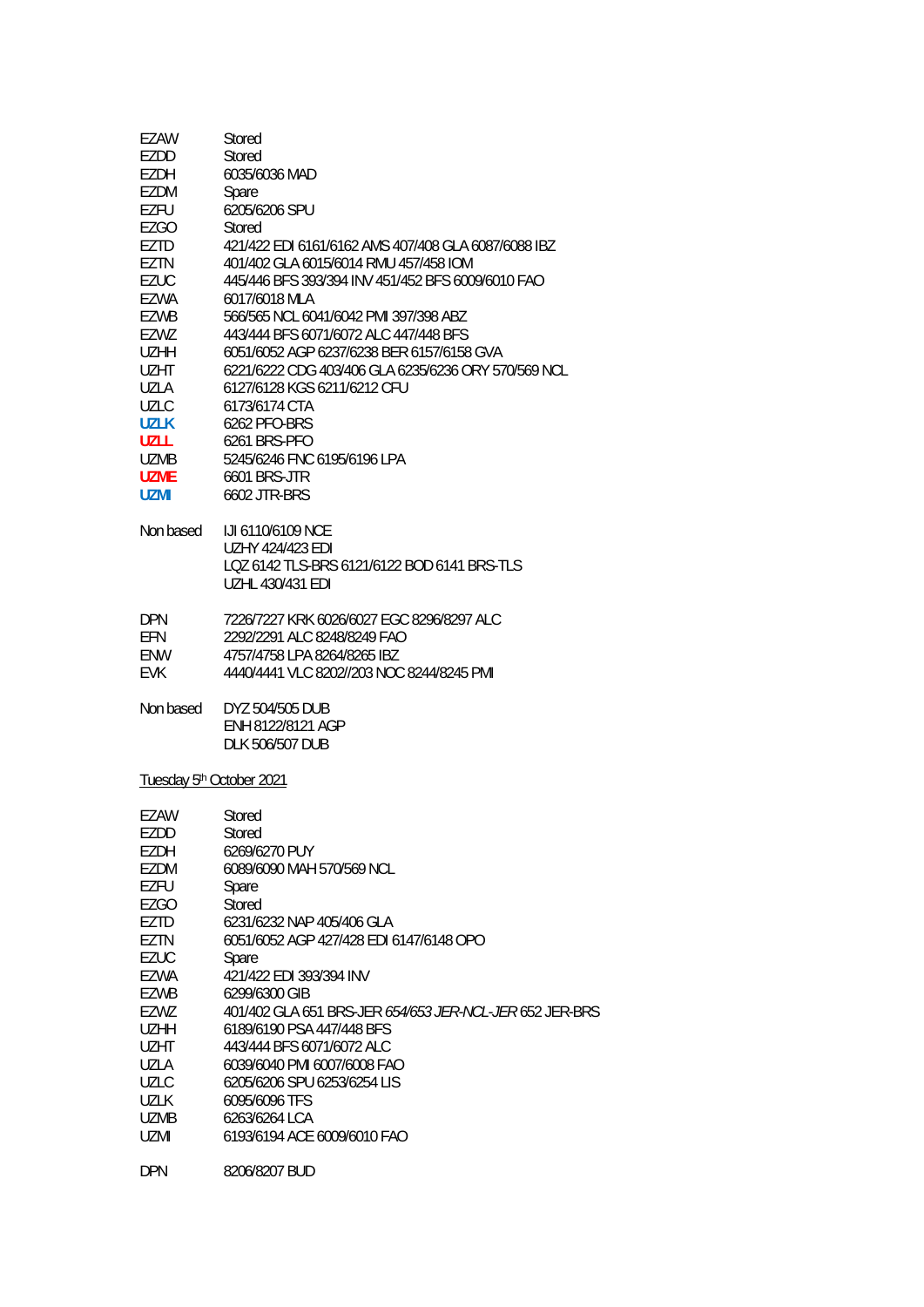| | |
|---|---|
| EZAW | Stored |
| EZDD | Stored |
| EZDH | 6035/6036 MAD |
| EZDM | Spare |
| EZFU | 6205/6206 SPU |
| EZGO | Stored |
| EZTD | 421/422 EDI 6161/6162 AMS 407/408 GLA 6087/6088 IBZ |
| EZTN | 401/402 GLA 6015/6014 RMU 457/458 IOM |
| EZUC | 445/446 BFS 393/394 INV 451/452 BFS 6009/6010 FAO |
| EZWA | 6017/6018 MLA |
| EZWB | 566/565 NCL 6041/6042 PMI 397/398 ABZ |
| EZWZ | 443/444 BFS 6071/6072 ALC 447/448 BFS |
| UZHH | 6051/6052 AGP 6237/6238 BER 6157/6158 GVA |
| UZHT | 6221/6222 CDG 403/406 GLA 6235/6236 ORY 570/569 NCL |
| UZLA | 6127/6128 KGS 6211/6212 CFU |
| UZLC | 6173/6174 CTA |
| **UZLK** | 6262 PFO-BRS |
| **UZLL** | 6261 BRS-PFO |
| UZMB | 5245/6246 FNC 6195/6196 LPA |
| **UZME** | 6601 BRS-JTR |
| **UZMI** | 6602 JTR-BRS |

Non based
- IJI 6110/6109 NCE
- UZHY 424/423 EDI
- LQZ 6142 TLS-BRS 6121/6122 BOD 6141 BRS-TLS
- UZHL 430/431 EDI

| | |
|---|---|
| DPN | 7226/7227 KRK 6026/6027 EGC 8296/8297 ALC |
| EFN | 2292/2291 ALC 8248/8249 FAO |
| ENW | 4757/4758 LPA 8264/8265 IBZ |
| EVK | 4440/4441 VLC 8202//203 NOC 8244/8245 PMI |

Non based
- DYZ 504/505 DUB
- ENH 8122/8121 AGP
- DLK 506/507 DUB

Tuesday 5th October 2021

| | |
|---|---|
| EZAW | Stored |
| EZDD | Stored |
| EZDH | 6269/6270 PUY |
| EZDM | 6089/6090 MAH 570/569 NCL |
| EZFU | Spare |
| EZGO | Stored |
| EZTD | 6231/6232 NAP 405/406 GLA |
| EZTN | 6051/6052 AGP 427/428 EDI 6147/6148 OPO |
| EZUC | Spare |
| EZWA | 421/422 EDI 393/394 INV |
| EZWB | 6299/6300 GIB |
| EZWZ | 401/402 GLA 651 BRS-JER *654/653 JER-NCL-JER* 652 JER-BRS |
| UZHH | 6189/6190 PSA 447/448 BFS |
| UZHT | 443/444 BFS 6071/6072 ALC |
| UZLA | 6039/6040 PMI 6007/6008 FAO |
| UZLC | 6205/6206 SPU 6253/6254 LIS |
| UZLK | 6095/6096 TFS |
| UZMB | 6263/6264 LCA |
| UZMI | 6193/6194 ACE 6009/6010 FAO |

| | |
|---|---|
| DPN | 8206/8207 BUD |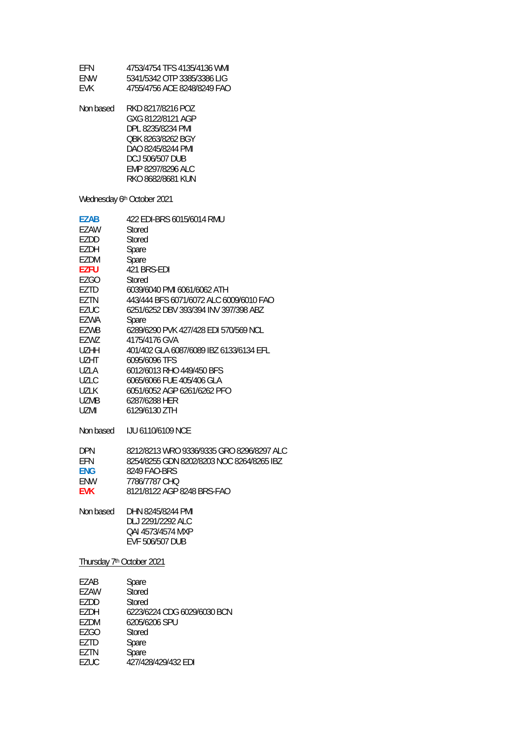| | |
|---|---|
| EFN | 4753/4754 TFS 4135/4136 WMI |
| ENW | 5341/5342 OTP 3385/3386 LIG |
| EVK | 4755/4756 ACE 8248/8249 FAO |

| | |
|---|---|
| Non based | RKD 8217/8216 POZ |
| | GXG 8122/8121 AGP |
| | DPL 8235/8234 PMI |
| | QBK 8263/8262 BGY |
| | DAO 8245/8244 PMI |
| | DCJ 506/507 DUB |
| | EMP 8297/8296 ALC |
| | RKO 8682/8681 KUN |

Wednesday 6th October 2021

| | |
|---|---|
| **EZAB** | 422 EDI-BRS 6015/6014 RMU |
| EZAW | Stored |
| EZDD | Stored |
| EZDH | Spare |
| EZDM | Spare |
| **EZFU** | 421 BRS-EDI |
| EZGO | Stored |
| EZTD | 6039/6040 PMI 6061/6062 ATH |
| EZTN | 443/444 BFS 6071/6072 ALC 6009/6010 FAO |
| EZUC | 6251/6252 DBV 393/394 INV 397/398 ABZ |
| EZWA | Spare |
| EZWB | 6289/6290 PVK 427/428 EDI 570/569 NCL |
| EZWZ | 4175/4176 GVA |
| UZHH | 401/402 GLA 6087/6089 IBZ 6133/6134 EFL |
| UZHT | 6095/6096 TFS |
| UZLA | 6012/6013 RHO 449/450 BFS |
| UZLC | 6065/6066 FUE 405/406 GLA |
| UZLK | 6051/6052 AGP 6261/6262 PFO |
| UZMB | 6287/6288 HER |
| UZMI | 6129/6130 ZTH |

| | |
|---|---|
| Non based | IJU 6110/6109 NCE |

| | |
|---|---|
| DPN | 8212/8213 WRO 9336/9335 GRO 8296/8297 ALC |
| EFN | 8254/8255 GDN 8202/8203 NOC 8264/8265 IBZ |
| **ENG** | 8249 FAO-BRS |
| ENW | 7786/7787 CHQ |
| **EVK** | 8121/8122 AGP 8248 BRS-FAO |

| | |
|---|---|
| Non based | DHN 8245/8244 PMI |
| | DLJ 2291/2292 ALC |
| | QAI 4573/4574 MXP |
| | EVF 506/507 DUB |

Thursday 7th October 2021

| | |
|---|---|
| EZAB | Spare |
| EZAW | Stored |
| EZDD | Stored |
| EZDH | 6223/6224 CDG 6029/6030 BCN |
| EZDM | 6205/6206 SPU |
| EZGO | Stored |
| EZTD | Spare |
| EZTN | Spare |
| EZUC | 427/428/429/432 EDI |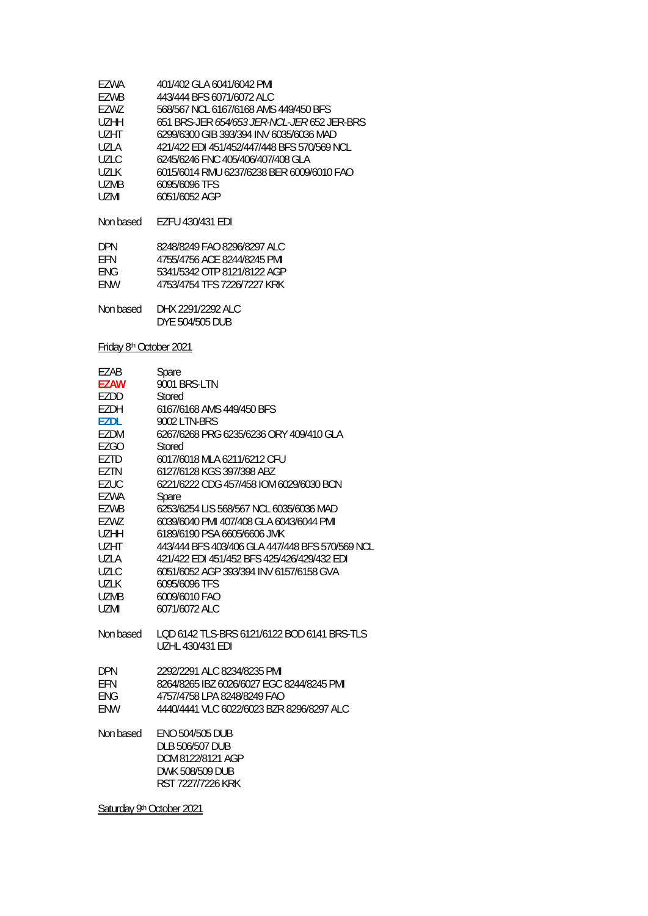| | |
|---|---|
| EZWA | 401/402 GLA 6041/6042 PMI |
| EZWB | 443/444 BFS 6071/6072 ALC |
| EZWZ | 568/567 NCL 6167/6168 AMS 449/450 BFS |
| UZHH | 651 BRS-JER *654/653 JER-NCL-JER* 652 JER-BRS |
| UZHT | 6299/6300 GIB 393/394 INV 6035/6036 MAD |
| UZLA | 421/422 EDI 451/452/447/448 BFS 570/569 NCL |
| UZLC | 6245/6246 FNC 405/406/407/408 GLA |
| UZLK | 6015/6014 RMU 6237/6238 BER 6009/6010 FAO |
| UZMB | 6095/6096 TFS |
| UZMI | 6051/6052 AGP |

Non based EZFU 430/431 EDI

| | |
|---|---|
| DPN | 8248/8249 FAO 8296/8297 ALC |
| EFN | 4755/4756 ACE 8244/8245 PMI |
| ENG | 5341/5342 OTP 8121/8122 AGP |
| ENW | 4753/4754 TFS 7226/7227 KRK |

Non based DHX 2291/2292 ALC
DYE 504/505 DUB

Friday 8th October 2021

| | |
|---|---|
| EZAB | Spare |
| **EZAW** | 9001 BRS-LTN |
| EZDD | Stored |
| EZDH | 6167/6168 AMS 449/450 BFS |
| **EZDL** | 9002 LTN-BRS |
| EZDM | 6267/6268 PRG 6235/6236 ORY 409/410 GLA |
| EZGO | Stored |
| EZTD | 6017/6018 MLA 6211/6212 CFU |
| EZTN | 6127/6128 KGS 397/398 ABZ |
| EZUC | 6221/6222 CDG 457/458 IOM 6029/6030 BCN |
| EZWA | Spare |
| EZWB | 6253/6254 LIS 568/567 NCL 6035/6036 MAD |
| EZWZ | 6039/6040 PMI 407/408 GLA 6043/6044 PMI |
| UZHH | 6189/6190 PSA 6605/6606 JMK |
| UZHT | 443/444 BFS 403/406 GLA 447/448 BFS 570/569 NCL |
| UZLA | 421/422 EDI 451/452 BFS 425/426/429/432 EDI |
| UZLC | 6051/6052 AGP 393/394 INV 6157/6158 GVA |
| UZLK | 6095/6096 TFS |
| UZMB | 6009/6010 FAO |
| UZMI | 6071/6072 ALC |

Non based LQD 6142 TLS-BRS 6121/6122 BOD 6141 BRS-TLS
UZHL 430/431 EDI

| | |
|---|---|
| DPN | 2292/2291 ALC 8234/8235 PMI |
| EFN | 8264/8265 IBZ 6026/6027 EGC 8244/8245 PMI |
| ENG | 4757/4758 LPA 8248/8249 FAO |
| ENW | 4440/4441 VLC 6022/6023 BZR 8296/8297 ALC |

Non based ENO 504/505 DUB
DLB 506/507 DUB
DCM 8122/8121 AGP
DWK 508/509 DUB
RST 7227/7226 KRK

Saturday 9th October 2021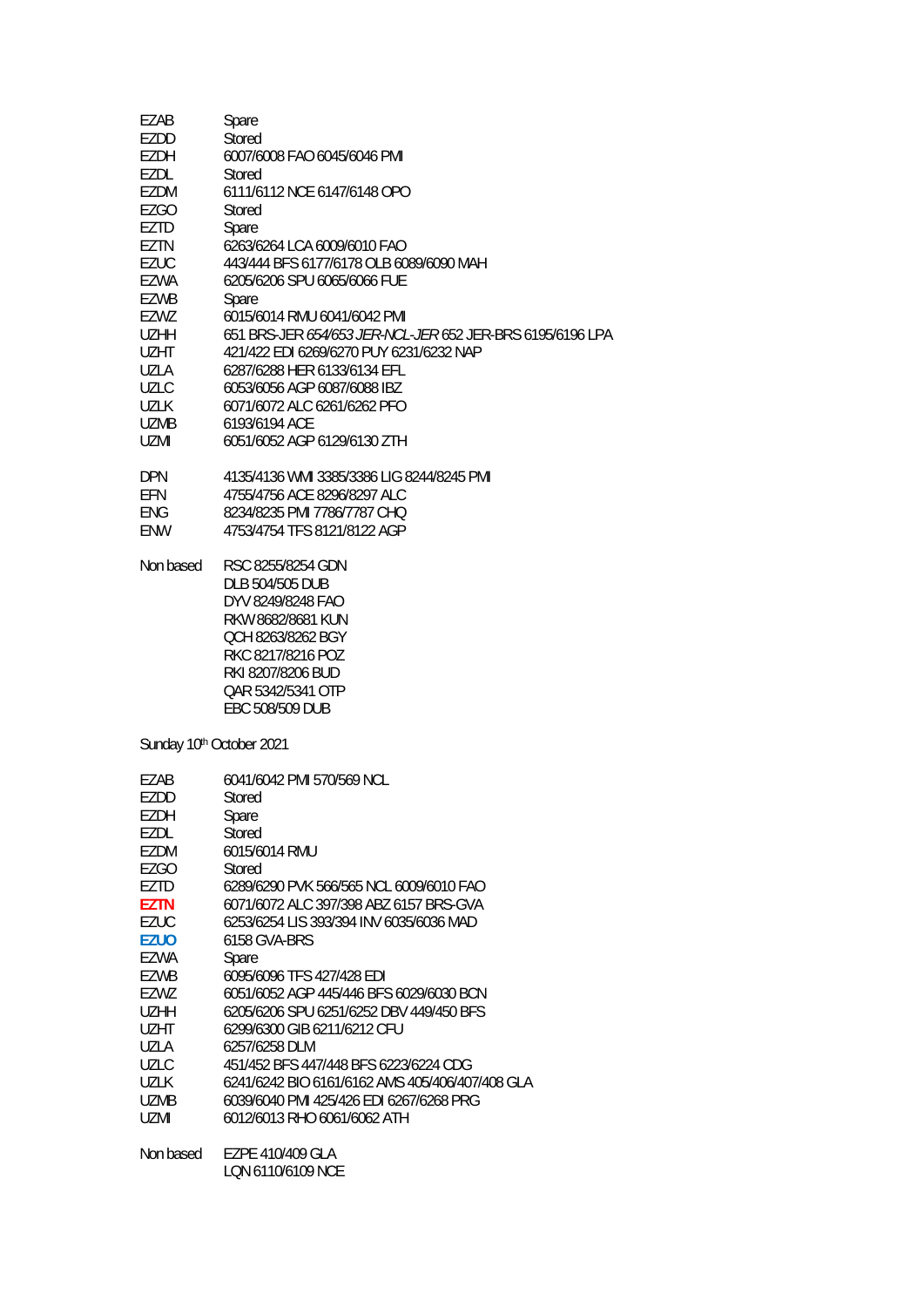| | |
|---|---|
| EZAB | Spare |
| EZDD | Stored |
| EZDH | 6007/6008 FAO 6045/6046 PMI |
| EZDL | Stored |
| EZDM | 6111/6112 NCE 6147/6148 OPO |
| EZGO | Stored |
| EZTD | Spare |
| EZTN | 6263/6264 LCA 6009/6010 FAO |
| EZUC | 443/444 BFS 6177/6178 OLB 6089/6090 MAH |
| EZWA | 6205/6206 SPU 6065/6066 FUE |
| EZWB | Spare |
| EZWZ | 6015/6014 RMU 6041/6042 PMI |
| UZHH | 651 BRS-JER *654/653 JER-NCL-JER* 652 JER-BRS 6195/6196 LPA |
| UZHT | 421/422 EDI 6269/6270 PUY 6231/6232 NAP |
| UZLA | 6287/6288 HER 6133/6134 EFL |
| UZLC | 6053/6056 AGP 6087/6088 IBZ |
| UZLK | 6071/6072 ALC 6261/6262 PFO |
| UZMB | 6193/6194 ACE |
| UZMI | 6051/6052 AGP 6129/6130 ZTH |

| | |
|---|---|
| DPN | 4135/4136 WMI 3385/3386 LIG 8244/8245 PMI |
| EFN | 4755/4756 ACE 8296/8297 ALC |
| ENG | 8234/8235 PMI 7786/7787 CHQ |
| ENW | 4753/4754 TFS 8121/8122 AGP |

| | |
|---|---|
| Non based | RSC 8255/8254 GDN |
| | DLB 504/505 DUB |
| | DYV 8249/8248 FAO |
| | RKW 8682/8681 KUN |
| | QCH 8263/8262 BGY |
| | RKC 8217/8216 POZ |
| | RKI 8207/8206 BUD |
| | QAR 5342/5341 OTP |
| | EBC 508/509 DUB |

Sunday 10th October 2021

| | |
|---|---|
| EZAB | 6041/6042 PMI 570/569 NCL |
| EZDD | Stored |
| EZDH | Spare |
| EZDL | Stored |
| EZDM | 6015/6014 RMU |
| EZGO | Stored |
| EZTD | 6289/6290 PVK 566/565 NCL 6009/6010 FAO |
| **EZTN** | 6071/6072 ALC 397/398 ABZ 6157 BRS-GVA |
| EZUC | 6253/6254 LIS 393/394 INV 6035/6036 MAD |
| **EZUO** | 6158 GVA-BRS |
| EZWA | Spare |
| EZWB | 6095/6096 TFS 427/428 EDI |
| EZWZ | 6051/6052 AGP 445/446 BFS 6029/6030 BCN |
| UZHH | 6205/6206 SPU 6251/6252 DBV 449/450 BFS |
| UZHT | 6299/6300 GIB 6211/6212 CFU |
| UZLA | 6257/6258 DLM |
| UZLC | 451/452 BFS 447/448 BFS 6223/6224 CDG |
| UZLK | 6241/6242 BIO 6161/6162 AMS 405/406/407/408 GLA |
| UZMB | 6039/6040 PMI 425/426 EDI 6267/6268 PRG |
| UZMI | 6012/6013 RHO 6061/6062 ATH |

| | |
|---|---|
| Non based | EZPE 410/409 GLA |
| | LQN 6110/6109 NCE |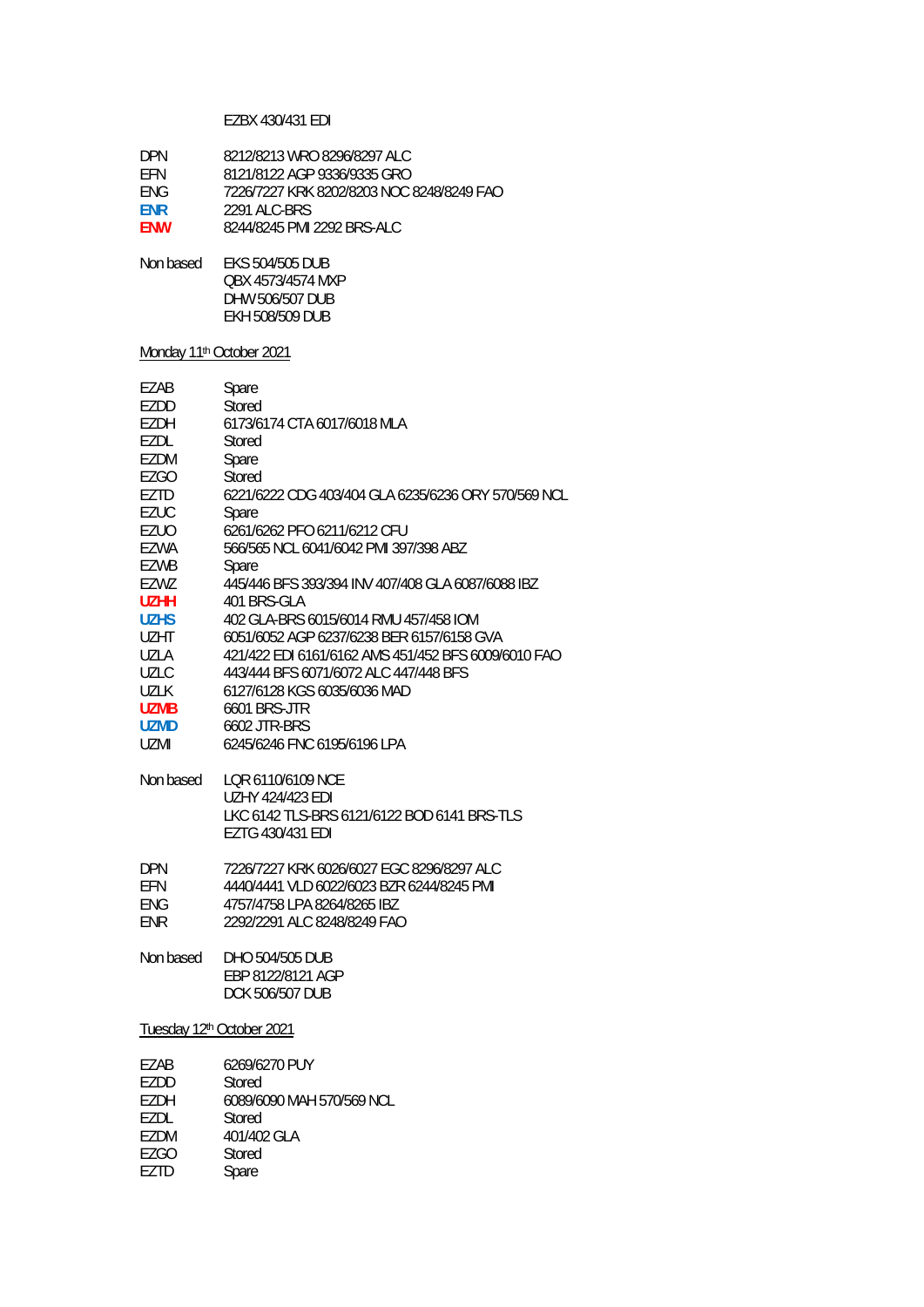EZBX 430/431 EDI

| | |
|---|---|
| DPN | 8212/8213 WRO 8296/8297 ALC |
| EFN | 8121/8122 AGP 9336/9335 GRO |
| ENG | 7226/7227 KRK 8202/8203 NOC 8248/8249 FAO |
| ENR | 2291 ALC-BRS |
| ENW | 8244/8245 PMI 2292 BRS-ALC |

| | |
|---|---|
| Non based | EKS 504/505 DUB |
| | QBX 4573/4574 MXP |
| | DHW 506/507 DUB |
| | EKH 508/509 DUB |

Monday 11th October 2021

| | |
|---|---|
| EZAB | Spare |
| EZDD | Stored |
| EZDH | 6173/6174 CTA 6017/6018 MLA |
| EZDL | Stored |
| EZDM | Spare |
| EZGO | Stored |
| EZTD | 6221/6222 CDG 403/404 GLA 6235/6236 ORY 570/569 NCL |
| EZUC | Spare |
| EZUO | 6261/6262 PFO 6211/6212 CFU |
| EZWA | 566/565 NCL 6041/6042 PMI 397/398 ABZ |
| EZWB | Spare |
| EZWZ | 445/446 BFS 393/394 INV 407/408 GLA 6087/6088 IBZ |
| UZHH | 401 BRS-GLA |
| UZHS | 402 GLA-BRS 6015/6014 RMU 457/458 IOM |
| UZHT | 6051/6052 AGP 6237/6238 BER 6157/6158 GVA |
| UZLA | 421/422 EDI 6161/6162 AMS 451/452 BFS 6009/6010 FAO |
| UZLC | 443/444 BFS 6071/6072 ALC 447/448 BFS |
| UZLK | 6127/6128 KGS 6035/6036 MAD |
| UZMB | 6601 BRS-JTR |
| UZMD | 6602 JTR-BRS |
| UZMI | 6245/6246 FNC 6195/6196 LPA |

| | |
|---|---|
| Non based | LQR 6110/6109 NCE |
| | UZHY 424/423 EDI |
| | LKC 6142 TLS-BRS 6121/6122 BOD 6141 BRS-TLS |
| | EZTG 430/431 EDI |

| | |
|---|---|
| DPN | 7226/7227 KRK 6026/6027 EGC 8296/8297 ALC |
| EFN | 4440/4441 VLD 6022/6023 BZR 6244/8245 PMI |
| ENG | 4757/4758 LPA 8264/8265 IBZ |
| ENR | 2292/2291 ALC 8248/8249 FAO |

| | |
|---|---|
| Non based | DHO 504/505 DUB |
| | EBP 8122/8121 AGP |
| | DCK 506/507 DUB |

Tuesday 12th October 2021

| | |
|---|---|
| EZAB | 6269/6270 PUY |
| EZDD | Stored |
| EZDH | 6089/6090 MAH 570/569 NCL |
| EZDL | Stored |
| EZDM | 401/402 GLA |
| EZGO | Stored |
| EZTD | Spare |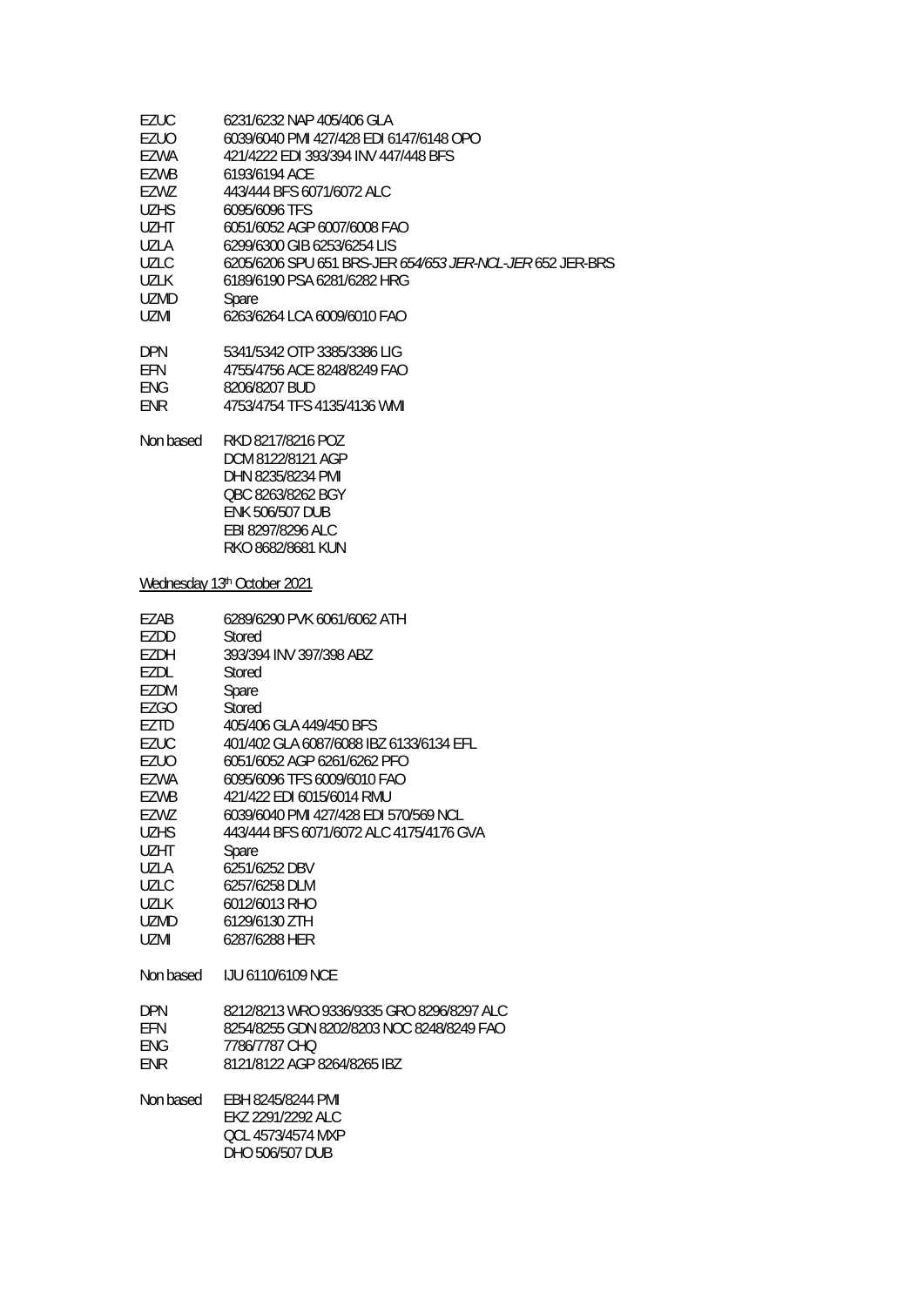| | |
|---|---|
| EZUC | 6231/6232 NAP 405/406 GLA |
| EZUO | 6039/6040 PMI 427/428 EDI 6147/6148 OPO |
| EZWA | 421/4222 EDI 393/394 INV 447/448 BFS |
| EZWB | 6193/6194 ACE |
| EZWZ | 443/444 BFS 6071/6072 ALC |
| UZHS | 6095/6096 TFS |
| UZHT | 6051/6052 AGP 6007/6008 FAO |
| UZLA | 6299/6300 GIB 6253/6254 LIS |
| UZLC | 6205/6206 SPU 651 BRS-JER *654/653 JER-NCL-JER* 652 JER-BRS |
| UZLK | 6189/6190 PSA 6281/6282 HRG |
| UZMD | Spare |
| UZMI | 6263/6264 LCA 6009/6010 FAO |

| | |
|---|---|
| DPN | 5341/5342 OTP 3385/3386 LIG |
| EFN | 4755/4756 ACE 8248/8249 FAO |
| ENG | 8206/8207 BUD |
| ENR | 4753/4754 TFS 4135/4136 WMI |

Non based
RKD 8217/8216 POZ
DCM 8122/8121 AGP
DHN 8235/8234 PMI
QBC 8263/8262 BGY
ENK 506/507 DUB
EBI 8297/8296 ALC
RKO 8682/8681 KUN

Wednesday 13th October 2021

| | |
|---|---|
| EZAB | 6289/6290 PVK 6061/6062 ATH |
| EZDD | Stored |
| EZDH | 393/394 INV 397/398 ABZ |
| EZDL | Stored |
| EZDM | Spare |
| EZGO | Stored |
| EZTD | 405/406 GLA 449/450 BFS |
| EZUC | 401/402 GLA 6087/6088 IBZ 6133/6134 EFL |
| EZUO | 6051/6052 AGP 6261/6262 PFO |
| EZWA | 6095/6096 TFS 6009/6010 FAO |
| EZWB | 421/422 EDI 6015/6014 RMU |
| EZWZ | 6039/6040 PMI 427/428 EDI 570/569 NCL |
| UZHS | 443/444 BFS 6071/6072 ALC 4175/4176 GVA |
| UZHT | Spare |
| UZLA | 6251/6252 DBV |
| UZLC | 6257/6258 DLM |
| UZLK | 6012/6013 RHO |
| UZMD | 6129/6130 ZTH |
| UZMI | 6287/6288 HER |

Non based IJU 6110/6109 NCE

| | |
|---|---|
| DPN | 8212/8213 WRO 9336/9335 GRO 8296/8297 ALC |
| EFN | 8254/8255 GDN 8202/8203 NOC 8248/8249 FAO |
| ENG | 7786/7787 CHQ |
| ENR | 8121/8122 AGP 8264/8265 IBZ |

Non based
EBH 8245/8244 PMI
EKZ 2291/2292 ALC
QCL 4573/4574 MXP
DHO 506/507 DUB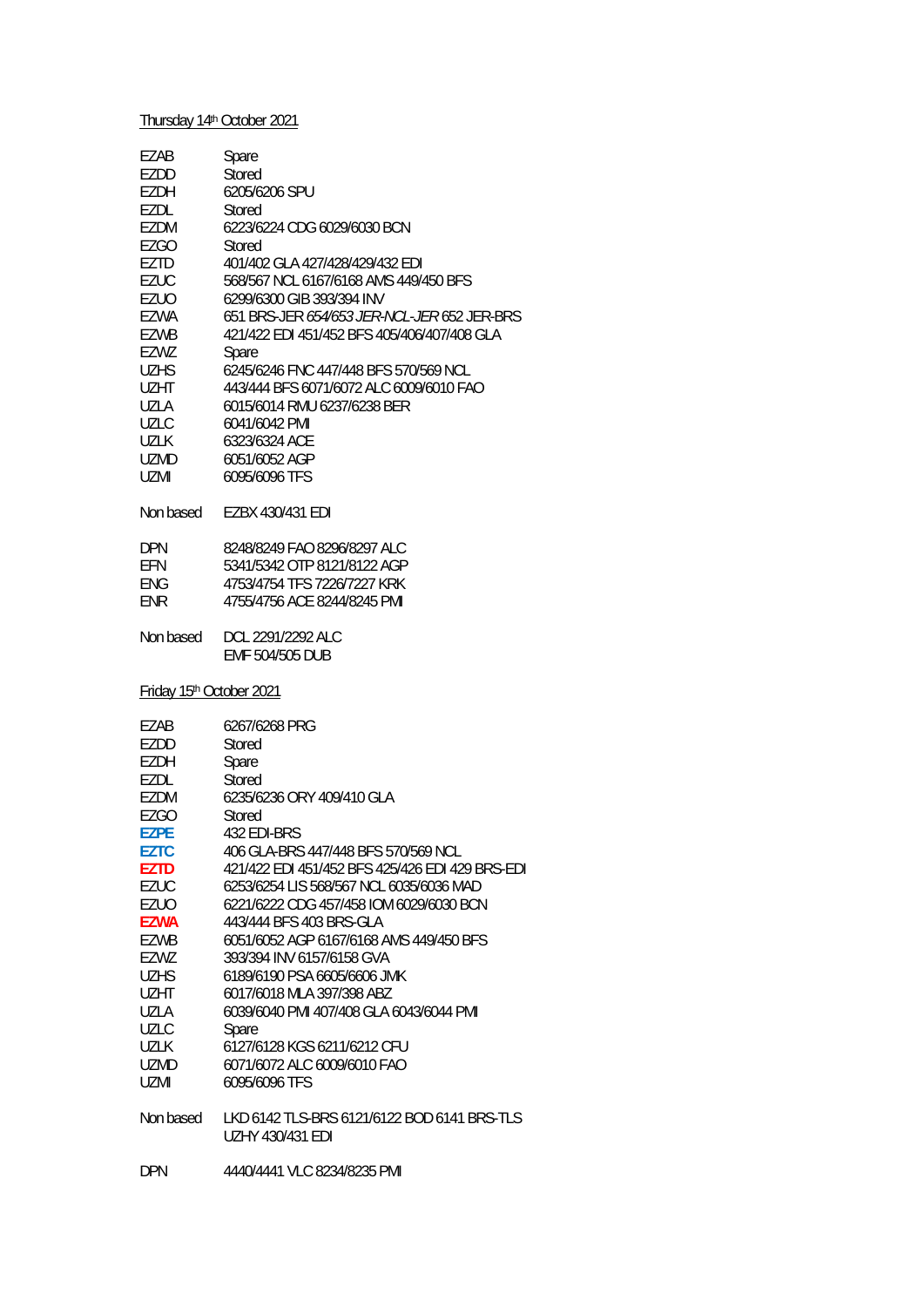<u>Thursday 14th October 2021</u>

| | |
|---|---|
| EZAB | Spare |
| EZDD | Stored |
| EZDH | 6205/6206 SPU |
| EZDL | Stored |
| EZDM | 6223/6224 CDG 6029/6030 BCN |
| EZGO | Stored |
| EZTD | 401/402 GLA 427/428/429/432 EDI |
| EZUC | 568/567 NCL 6167/6168 AMS 449/450 BFS |
| EZUO | 6299/6300 GIB 393/394 INV |
| EZWA | 651 BRS-JER *654/653 JER-NCL-JER* 652 JER-BRS |
| EZWB | 421/422 EDI 451/452 BFS 405/406/407/408 GLA |
| EZWZ | Spare |
| UZHS | 6245/6246 FNC 447/448 BFS 570/569 NCL |
| UZHT | 443/444 BFS 6071/6072 ALC 6009/6010 FAO |
| UZLA | 6015/6014 RMU 6237/6238 BER |
| UZLC | 6041/6042 PMI |
| UZLK | 6323/6324 ACE |
| UZMD | 6051/6052 AGP |
| UZMI | 6095/6096 TFS |
| | |
| Non based | EZBX 430/431 EDI |
| | |
| DPN | 8248/8249 FAO 8296/8297 ALC |
| EFN | 5341/5342 OTP 8121/8122 AGP |
| ENG | 4753/4754 TFS 7226/7227 KRK |
| ENR | 4755/4756 ACE 8244/8245 PMI |
| | |
| Non based | DCL 2291/2292 ALC |
| | EMF 504/505 DUB |

<u>Friday 15th October 2021</u>

| | |
|---|---|
| EZAB | 6267/6268 PRG |
| EZDD | Stored |
| EZDH | Spare |
| EZDL | Stored |
| EZDM | 6235/6236 ORY 409/410 GLA |
| EZGO | Stored |
| **EZPE** | 432 EDI-BRS |
| **EZTC** | 406 GLA-BRS 447/448 BFS 570/569 NCL |
| **EZTD** | 421/422 EDI 451/452 BFS 425/426 EDI 429 BRS-EDI |
| EZUC | 6253/6254 LIS 568/567 NCL 6035/6036 MAD |
| EZUO | 6221/6222 CDG 457/458 IOM 6029/6030 BCN |
| **EZWA** | 443/444 BFS 403 BRS-GLA |
| EZWB | 6051/6052 AGP 6167/6168 AMS 449/450 BFS |
| EZWZ | 393/394 INV 6157/6158 GVA |
| UZHS | 6189/6190 PSA 6605/6606 JMK |
| UZHT | 6017/6018 MLA 397/398 ABZ |
| UZLA | 6039/6040 PMI 407/408 GLA 6043/6044 PMI |
| UZLC | Spare |
| UZLK | 6127/6128 KGS 6211/6212 CFU |
| UZMD | 6071/6072 ALC 6009/6010 FAO |
| UZMI | 6095/6096 TFS |
| | |
| Non based | LKD 6142 TLS-BRS 6121/6122 BOD 6141 BRS-TLS |
| | UZHY 430/431 EDI |
| | |
| DPN | 4440/4441 VLC 8234/8235 PMI |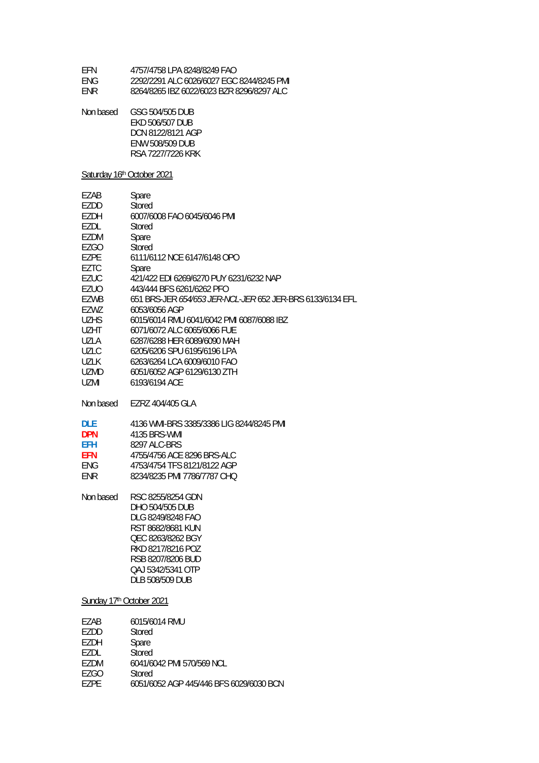| | |
|---|---|
| EFN | 4757/4758 LPA 8248/8249 FAO |
| ENG | 2292/2291 ALC 6026/6027 EGC 8244/8245 PMI |
| ENR | 8264/8265 IBZ 6022/6023 BZR 8296/8297 ALC |

| | |
|---|---|
| Non based | GSG 504/505 DUB |
| | EKD 506/507 DUB |
| | DCN 8122/8121 AGP |
| | ENW 508/509 DUB |
| | RSA 7227/7226 KRK |

Saturday 16th October 2021

| | |
|---|---|
| EZAB | Spare |
| EZDD | Stored |
| EZDH | 6007/6008 FAO 6045/6046 PMI |
| EZDL | Stored |
| EZDM | Spare |
| EZGO | Stored |
| EZPE | 6111/6112 NCE 6147/6148 OPO |
| EZTC | Spare |
| EZUC | 421/422 EDI 6269/6270 PUY 6231/6232 NAP |
| EZUO | 443/444 BFS 6261/6262 PFO |
| EZWB | 651 BRS-JER *654/653 JER-NCL-JER* 652 JER-BRS 6133/6134 EFL |
| EZWZ | 6053/6056 AGP |
| UZHS | 6015/6014 RMU 6041/6042 PMI 6087/6088 IBZ |
| UZHT | 6071/6072 ALC 6065/6066 FUE |
| UZLA | 6287/6288 HER 6089/6090 MAH |
| UZLC | 6205/6206 SPU 6195/6196 LPA |
| UZLK | 6263/6264 LCA 6009/6010 FAO |
| UZMD | 6051/6052 AGP 6129/6130 ZTH |
| UZMI | 6193/6194 ACE |

| | |
|---|---|
| Non based | EZRZ 404/405 GLA |

| | |
|---|---|
| **DLE** | 4136 WMI-BRS 3385/3386 LIG 8244/8245 PMI |
| **DPN** | 4135 BRS-WMI |
| **EFH** | 8297 ALC-BRS |
| **EFN** | 4755/4756 ACE 8296 BRS-ALC |
| ENG | 4753/4754 TFS 8121/8122 AGP |
| ENR | 8234/8235 PMI 7786/7787 CHQ |

| | |
|---|---|
| Non based | RSC 8255/8254 GDN |
| | DHO 504/505 DUB |
| | DLG 8249/8248 FAO |
| | RST 8682/8681 KUN |
| | QEC 8263/8262 BGY |
| | RKD 8217/8216 POZ |
| | RSB 8207/8206 BUD |
| | QAJ 5342/5341 OTP |
| | DLB 508/509 DUB |

Sunday 17th October 2021

| | |
|---|---|
| EZAB | 6015/6014 RMU |
| EZDD | Stored |
| EZDH | Spare |
| EZDL | Stored |
| EZDM | 6041/6042 PMI 570/569 NCL |
| EZGO | Stored |
| EZPE | 6051/6052 AGP 445/446 BFS 6029/6030 BCN |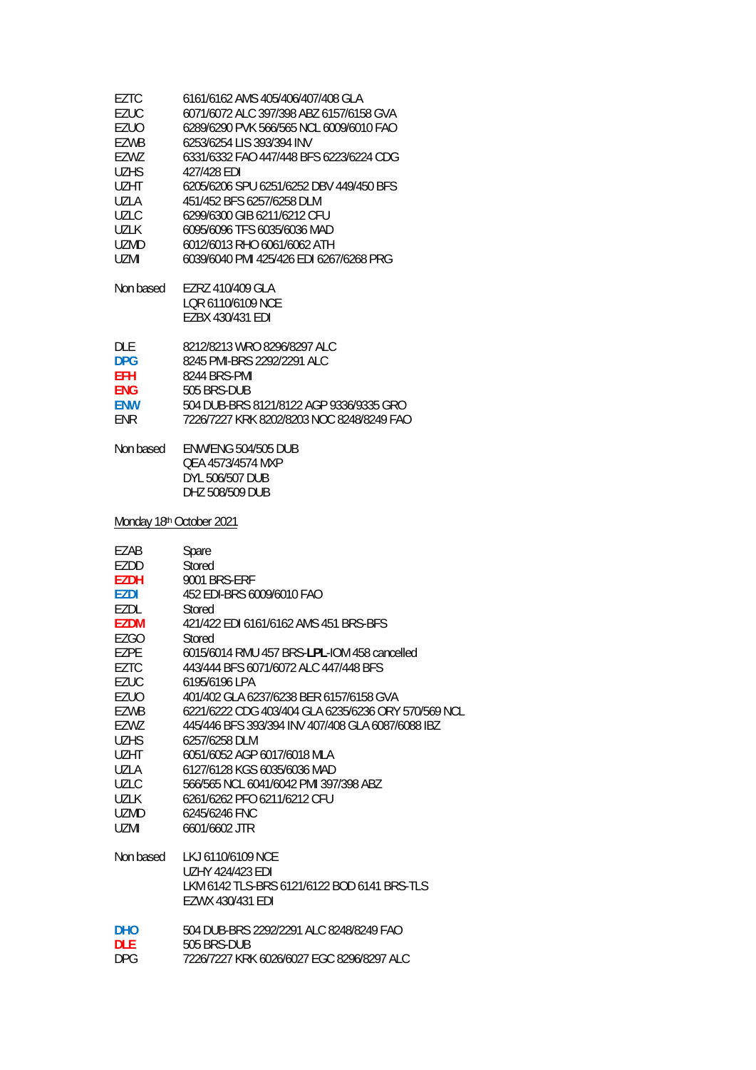| | |
|---|---|
| EZTC | 6161/6162 AMS 405/406/407/408 GLA |
| EZUC | 6071/6072 ALC 397/398 ABZ 6157/6158 GVA |
| EZUO | 6289/6290 PVK 566/565 NCL 6009/6010 FAO |
| EZWB | 6253/6254 LIS 393/394 INV |
| EZWZ | 6331/6332 FAO 447/448 BFS 6223/6224 CDG |
| UZHS | 427/428 EDI |
| UZHT | 6205/6206 SPU 6251/6252 DBV 449/450 BFS |
| UZLA | 451/452 BFS 6257/6258 DLM |
| UZLC | 6299/6300 GIB 6211/6212 CFU |
| UZLK | 6095/6096 TFS 6035/6036 MAD |
| UZMD | 6012/6013 RHO 6061/6062 ATH |
| UZMI | 6039/6040 PMI 425/426 EDI 6267/6268 PRG |

| | |
|---|---|
| Non based | EZRZ 410/409 GLA |
| | LQR 6110/6109 NCE |
| | EZBX 430/431 EDI |

| | |
|---|---|
| DLE | 8212/8213 WRO 8296/8297 ALC |
| **DPG** | 8245 PMI-BRS 2292/2291 ALC |
| **EFH** | 8244 BRS-PMI |
| **ENG** | 505 BRS-DUB |
| **ENW** | 504 DUB-BRS 8121/8122 AGP 9336/9335 GRO |
| ENR | 7226/7227 KRK 8202/8203 NOC 8248/8249 FAO |

| | |
|---|---|
| Non based | ENW/ENG 504/505 DUB |
| | QEA 4573/4574 MXP |
| | DYL 506/507 DUB |
| | DHZ 508/509 DUB |

Monday 18th October 2021

| | |
|---|---|
| EZAB | Spare |
| EZDD | Stored |
| **EZDH** | 9001 BRS-ERF |
| **EZDI** | 452 EDI-BRS 6009/6010 FAO |
| EZDL | Stored |
| **EZDM** | 421/422 EDI 6161/6162 AMS 451 BRS-BFS |
| EZGO | Stored |
| EZPE | 6015/6014 RMU 457 BRS-**LPL**-IOM 458 cancelled |
| EZTC | 443/444 BFS 6071/6072 ALC 447/448 BFS |
| EZUC | 6195/6196 LPA |
| EZUO | 401/402 GLA 6237/6238 BER 6157/6158 GVA |
| EZWB | 6221/6222 CDG 403/404 GLA 6235/6236 ORY 570/569 NCL |
| EZWZ | 445/446 BFS 393/394 INV 407/408 GLA 6087/6088 IBZ |
| UZHS | 6257/6258 DLM |
| UZHT | 6051/6052 AGP 6017/6018 MLA |
| UZLA | 6127/6128 KGS 6035/6036 MAD |
| UZLC | 566/565 NCL 6041/6042 PMI 397/398 ABZ |
| UZLK | 6261/6262 PFO 6211/6212 CFU |
| UZMD | 6245/6246 FNC |
| UZMI | 6601/6602 JTR |

| | |
|---|---|
| Non based | LKJ 6110/6109 NCE |
| | UZHY 424/423 EDI |
| | LKM 6142 TLS-BRS 6121/6122 BOD 6141 BRS-TLS |
| | EZWX 430/431 EDI |

| | |
|---|---|
| **DHO** | 504 DUB-BRS 2292/2291 ALC 8248/8249 FAO |
| **DLE** | 505 BRS-DUB |
| DPG | 7226/7227 KRK 6026/6027 EGC 8296/8297 ALC |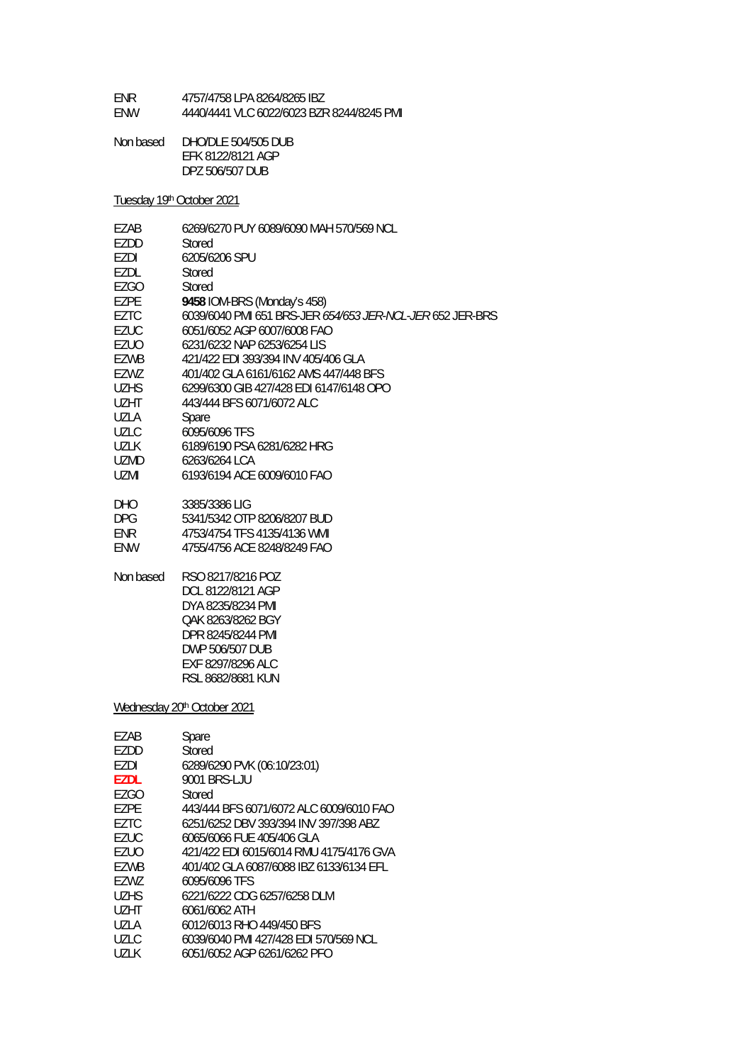| | |
|---|---|
| ENR | 4757/4758 LPA 8264/8265 IBZ |
| ENW | 4440/4441 VLC 6022/6023 BZR 8244/8245 PMI |

Non based DHO/DLE 504/505 DUB
EFK 8122/8121 AGP
DPZ 506/507 DUB

Tuesday 19th October 2021

| | |
|---|---|
| EZAB | 6269/6270 PUY 6089/6090 MAH 570/569 NCL |
| EZDD | Stored |
| EZDI | 6205/6206 SPU |
| EZDL | Stored |
| EZGO | Stored |
| EZPE | **9458** IOM-BRS (Monday's 458) |
| EZTC | 6039/6040 PMI 651 BRS-JER *654/653 JER-NCL-JER* 652 JER-BRS |
| EZUC | 6051/6052 AGP 6007/6008 FAO |
| EZUO | 6231/6232 NAP 6253/6254 LIS |
| EZWB | 421/422 EDI 393/394 INV 405/406 GLA |
| EZWZ | 401/402 GLA 6161/6162 AMS 447/448 BFS |
| UZHS | 6299/6300 GIB 427/428 EDI 6147/6148 OPO |
| UZHT | 443/444 BFS 6071/6072 ALC |
| UZLA | Spare |
| UZLC | 6095/6096 TFS |
| UZLK | 6189/6190 PSA 6281/6282 HRG |
| UZMD | 6263/6264 LCA |
| UZMI | 6193/6194 ACE 6009/6010 FAO |

| | |
|---|---|
| DHO | 3385/3386 LIG |
| DPG | 5341/5342 OTP 8206/8207 BUD |
| ENR | 4753/4754 TFS 4135/4136 WMI |
| ENW | 4755/4756 ACE 8248/8249 FAO |

Non based RSO 8217/8216 POZ
DCL 8122/8121 AGP
DYA 8235/8234 PMI
QAK 8263/8262 BGY
DPR 8245/8244 PMI
DWP 506/507 DUB
EXF 8297/8296 ALC
RSL 8682/8681 KUN

Wednesday 20th October 2021

| | |
|---|---|
| EZAB | Spare |
| EZDD | Stored |
| EZDI | 6289/6290 PVK (06:10/23:01) |
| **EZDL** | 9001 BRS-LJU |
| EZGO | Stored |
| EZPE | 443/444 BFS 6071/6072 ALC 6009/6010 FAO |
| EZTC | 6251/6252 DBV 393/394 INV 397/398 ABZ |
| EZUC | 6065/6066 FUE 405/406 GLA |
| EZUO | 421/422 EDI 6015/6014 RMU 4175/4176 GVA |
| EZWB | 401/402 GLA 6087/6088 IBZ 6133/6134 EFL |
| EZWZ | 6095/6096 TFS |
| UZHS | 6221/6222 CDG 6257/6258 DLM |
| UZHT | 6061/6062 ATH |
| UZLA | 6012/6013 RHO 449/450 BFS |
| UZLC | 6039/6040 PMI 427/428 EDI 570/569 NCL |
| UZLK | 6051/6052 AGP 6261/6262 PFO |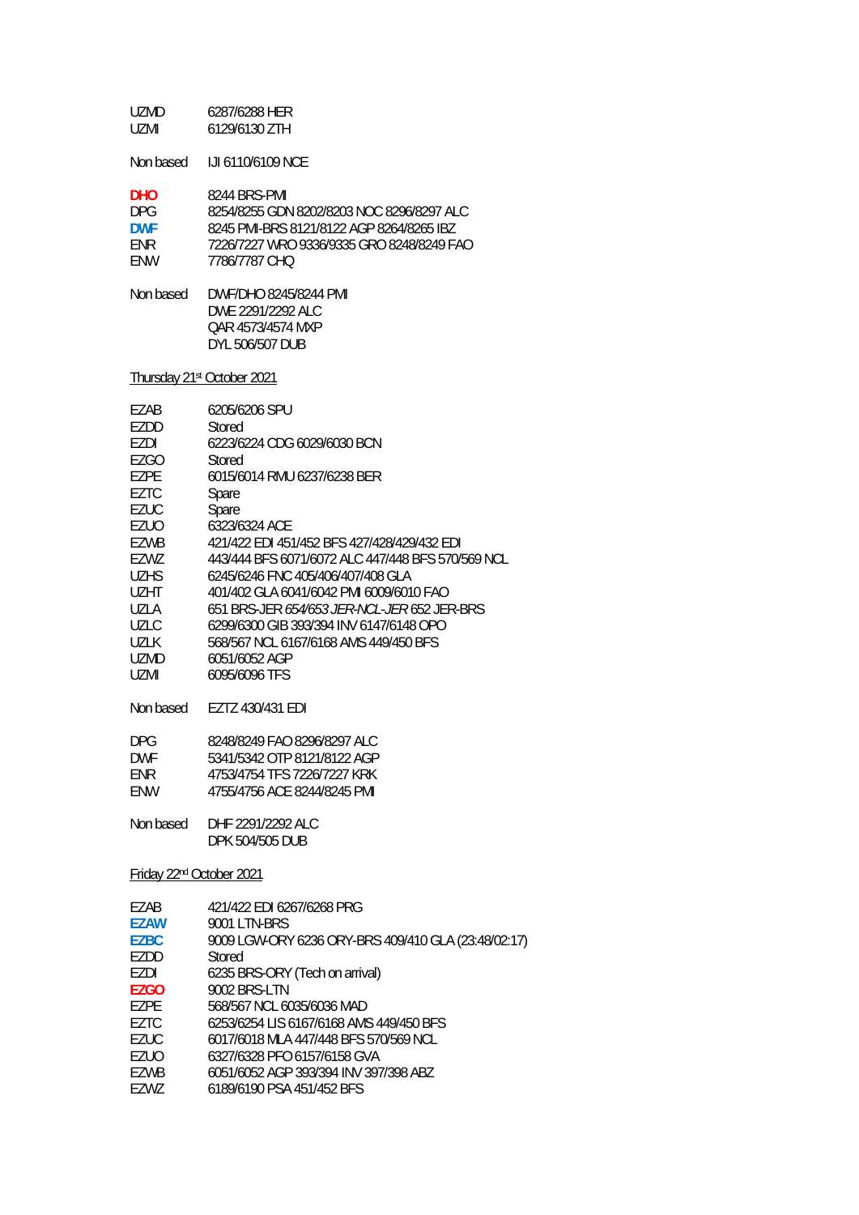| | |
|---|---|
| UZMD | 6287/6288 HER |
| UZMI | 6129/6130 ZTH |

Non based IJI 6110/6109 NCE

| | |
|---|---|
| **DHO** | 8244 BRS-PMI |
| DPG | 8254/8255 GDN 8202/8203 NOC 8296/8297 ALC |
| **DWF** | 8245 PMI-BRS 8121/8122 AGP 8264/8265 IBZ |
| ENR | 7226/7227 WRO 9336/9335 GRO 8248/8249 FAO |
| ENW | 7786/7787 CHQ |

Non based DWF/DHO 8245/8244 PMI
DWE 2291/2292 ALC
QAR 4573/4574 MXP
DYL 506/507 DUB

Thursday 21st October 2021

| | |
|---|---|
| EZAB | 6205/6206 SPU |
| EZDD | Stored |
| EZDI | 6223/6224 CDG 6029/6030 BCN |
| EZGO | Stored |
| EZPE | 6015/6014 RMU 6237/6238 BER |
| EZTC | Spare |
| EZUC | Spare |
| EZUO | 6323/6324 ACE |
| EZWB | 421/422 EDI 451/452 BFS 427/428/429/432 EDI |
| EZWZ | 443/444 BFS 6071/6072 ALC 447/448 BFS 570/569 NCL |
| UZHS | 6245/6246 FNC 405/406/407/408 GLA |
| UZHT | 401/402 GLA 6041/6042 PMI 6009/6010 FAO |
| UZLA | 651 BRS-JER *654/653 JER-NCL-JER* 652 JER-BRS |
| UZLC | 6299/6300 GIB 393/394 INV 6147/6148 OPO |
| UZLK | 568/567 NCL 6167/6168 AMS 449/450 BFS |
| UZMD | 6051/6052 AGP |
| UZMI | 6095/6096 TFS |

Non based EZTZ 430/431 EDI

| | |
|---|---|
| DPG | 8248/8249 FAO 8296/8297 ALC |
| DWF | 5341/5342 OTP 8121/8122 AGP |
| ENR | 4753/4754 TFS 7226/7227 KRK |
| ENW | 4755/4756 ACE 8244/8245 PMI |

Non based DHF 2291/2292 ALC
DPK 504/505 DUB

Friday 22nd October 2021

| | |
|---|---|
| EZAB | 421/422 EDI 6267/6268 PRG |
| **EZAW** | 9001 LTN-BRS |
| **EZBC** | 9009 LGW-ORY 6236 ORY-BRS 409/410 GLA (23:48/02:17) |
| EZDD | Stored |
| EZDI | 6235 BRS-ORY (Tech on arrival) |
| **EZGO** | 9002 BRS-LTN |
| EZPE | 568/567 NCL 6035/6036 MAD |
| EZTC | 6253/6254 LIS 6167/6168 AMS 449/450 BFS |
| EZUC | 6017/6018 MLA 447/448 BFS 570/569 NCL |
| EZUO | 6327/6328 PFO 6157/6158 GVA |
| EZWB | 6051/6052 AGP 393/394 INV 397/398 ABZ |
| EZWZ | 6189/6190 PSA 451/452 BFS |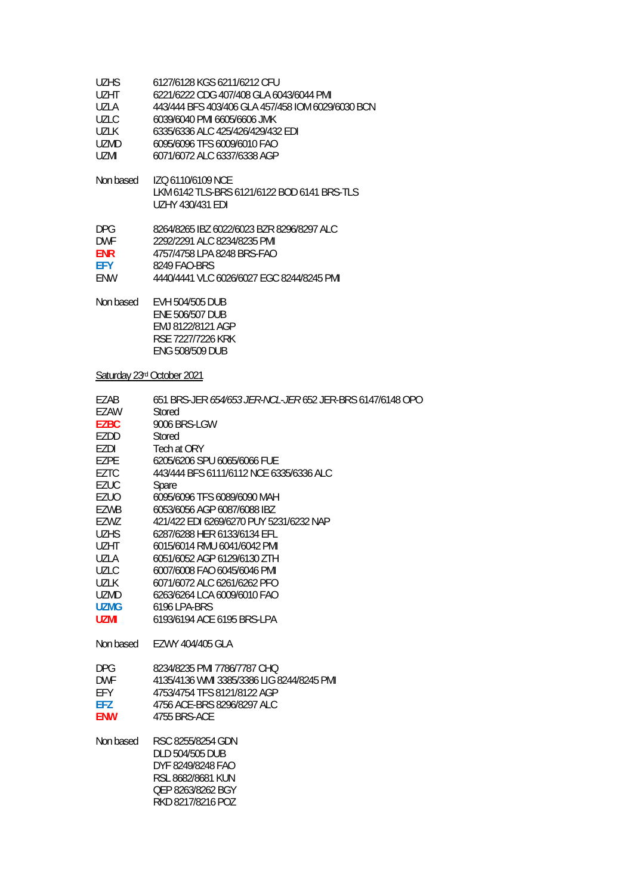| | |
|---|---|
| UZHS | 6127/6128 KGS 6211/6212 CFU |
| UZHT | 6221/6222 CDG 407/408 GLA 6043/6044 PMI |
| UZLA | 443/444 BFS 403/406 GLA 457/458 IOM 6029/6030 BCN |
| UZLC | 6039/6040 PMI 6605/6606 JMK |
| UZLK | 6335/6336 ALC 425/426/429/432 EDI |
| UZMD | 6095/6096 TFS 6009/6010 FAO |
| UZMI | 6071/6072 ALC 6337/6338 AGP |

Non based
IZQ 6110/6109 NCE
LKM 6142 TLS-BRS 6121/6122 BOD 6141 BRS-TLS
UZHY 430/431 EDI

| | |
|---|---|
| DPG | 8264/8265 IBZ 6022/6023 BZR 8296/8297 ALC |
| DWF | 2292/2291 ALC 8234/8235 PMI |
| **ENR** | 4757/4758 LPA 8248 BRS-FAO |
| **EFY** | 8249 FAO-BRS |
| ENW | 4440/4441 VLC 6026/6027 EGC 8244/8245 PMI |

Non based
EVH 504/505 DUB
ENE 506/507 DUB
EMJ 8122/8121 AGP
RSE 7227/7226 KRK
ENG 508/509 DUB

Saturday 23rd October 2021

| | |
|---|---|
| EZAB | 651 BRS-JER *654/653 JER-NCL-JER* 652 JER-BRS 6147/6148 OPO |
| EZAW | Stored |
| **EZBC** | 9006 BRS-LGW |
| EZDD | Stored |
| EZDI | Tech at ORY |
| EZPE | 6205/6206 SPU 6065/6066 FUE |
| EZTC | 443/444 BFS 6111/6112 NCE 6335/6336 ALC |
| EZUC | Spare |
| EZUO | 6095/6096 TFS 6089/6090 MAH |
| EZWB | 6053/6056 AGP 6087/6088 IBZ |
| EZWZ | 421/422 EDI 6269/6270 PUY 5231/6232 NAP |
| UZHS | 6287/6288 HER 6133/6134 EFL |
| UZHT | 6015/6014 RMU 6041/6042 PMI |
| UZLA | 6051/6052 AGP 6129/6130 ZTH |
| UZLC | 6007/6008 FAO 6045/6046 PMI |
| UZLK | 6071/6072 ALC 6261/6262 PFO |
| UZMD | 6263/6264 LCA 6009/6010 FAO |
| **UZMG** | 6196 LPA-BRS |
| **UZMI** | 6193/6194 ACE 6195 BRS-LPA |

Non based
EZWY 404/405 GLA

| | |
|---|---|
| DPG | 8234/8235 PMI 7786/7787 CHQ |
| DWF | 4135/4136 WMI 3385/3386 LIG 8244/8245 PMI |
| EFY | 4753/4754 TFS 8121/8122 AGP |
| **EFZ** | 4756 ACE-BRS 8296/8297 ALC |
| **ENW** | 4755 BRS-ACE |

Non based
RSC 8255/8254 GDN
DLD 504/505 DUB
DYF 8249/8248 FAO
RSL 8682/8681 KUN
QEP 8263/8262 BGY
RKD 8217/8216 POZ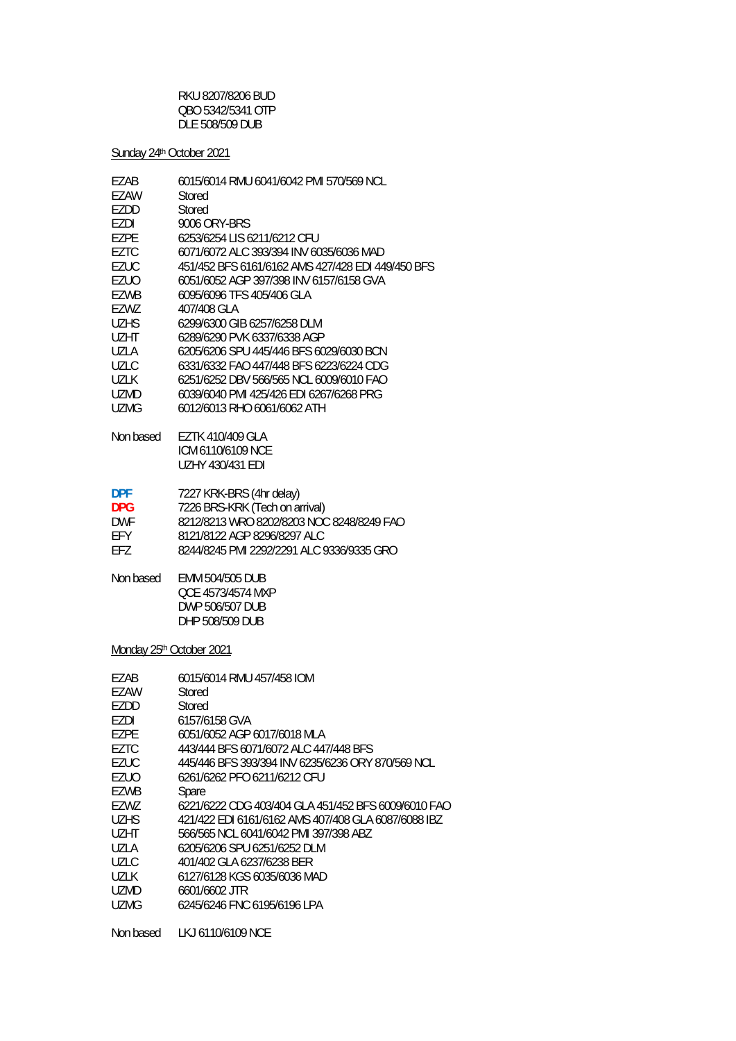RKU 8207/8206 BUD
QBO 5342/5341 OTP
DLE 508/509 DUB

<u>Sunday 24th October 2021</u>

| | |
|---|---|
| EZAB | 6015/6014 RMU 6041/6042 PMI 570/569 NCL |
| EZAW | Stored |
| EZDD | Stored |
| EZDI | 9006 ORY-BRS |
| EZPE | 6253/6254 LIS 6211/6212 CFU |
| EZTC | 6071/6072 ALC 393/394 INV 6035/6036 MAD |
| EZUC | 451/452 BFS 6161/6162 AMS 427/428 EDI 449/450 BFS |
| EZUO | 6051/6052 AGP 397/398 INV 6157/6158 GVA |
| EZWB | 6095/6096 TFS 405/406 GLA |
| EZWZ | 407/408 GLA |
| UZHS | 6299/6300 GIB 6257/6258 DLM |
| UZHT | 6289/6290 PVK 6337/6338 AGP |
| UZLA | 6205/6206 SPU 445/446 BFS 6029/6030 BCN |
| UZLC | 6331/6332 FAO 447/448 BFS 6223/6224 CDG |
| UZLK | 6251/6252 DBV 566/565 NCL 6009/6010 FAO |
| UZMD | 6039/6040 PMI 425/426 EDI 6267/6268 PRG |
| UZMG | 6012/6013 RHO 6061/6062 ATH |

Non based EZTK 410/409 GLA
ICM 6110/6109 NCE
UZHY 430/431 EDI

| | |
|---|---|
| **DPF** | 7227 KRK-BRS (4hr delay) |
| **DPG** | 7226 BRS-KRK (Tech on arrival) |
| DWF | 8212/8213 WRO 8202/8203 NOC 8248/8249 FAO |
| EFY | 8121/8122 AGP 8296/8297 ALC |
| EFZ | 8244/8245 PMI 2292/2291 ALC 9336/9335 GRO |

Non based EMM 504/505 DUB
QCE 4573/4574 MXP
DWP 506/507 DUB
DHP 508/509 DUB

<u>Monday 25th October 2021</u>

| | |
|---|---|
| EZAB | 6015/6014 RMU 457/458 IOM |
| EZAW | Stored |
| EZDD | Stored |
| EZDI | 6157/6158 GVA |
| EZPE | 6051/6052 AGP 6017/6018 MLA |
| EZTC | 443/444 BFS 6071/6072 ALC 447/448 BFS |
| EZUC | 445/446 BFS 393/394 INV 6235/6236 ORY 870/569 NCL |
| EZUO | 6261/6262 PFO 6211/6212 CFU |
| EZWB | Spare |
| EZWZ | 6221/6222 CDG 403/404 GLA 451/452 BFS 6009/6010 FAO |
| UZHS | 421/422 EDI 6161/6162 AMS 407/408 GLA 6087/6088 IBZ |
| UZHT | 566/565 NCL 6041/6042 PMI 397/398 ABZ |
| UZLA | 6205/6206 SPU 6251/6252 DLM |
| UZLC | 401/402 GLA 6237/6238 BER |
| UZLK | 6127/6128 KGS 6035/6036 MAD |
| UZMD | 6601/6602 JTR |
| UZMG | 6245/6246 FNC 6195/6196 LPA |

Non based LKJ 6110/6109 NCE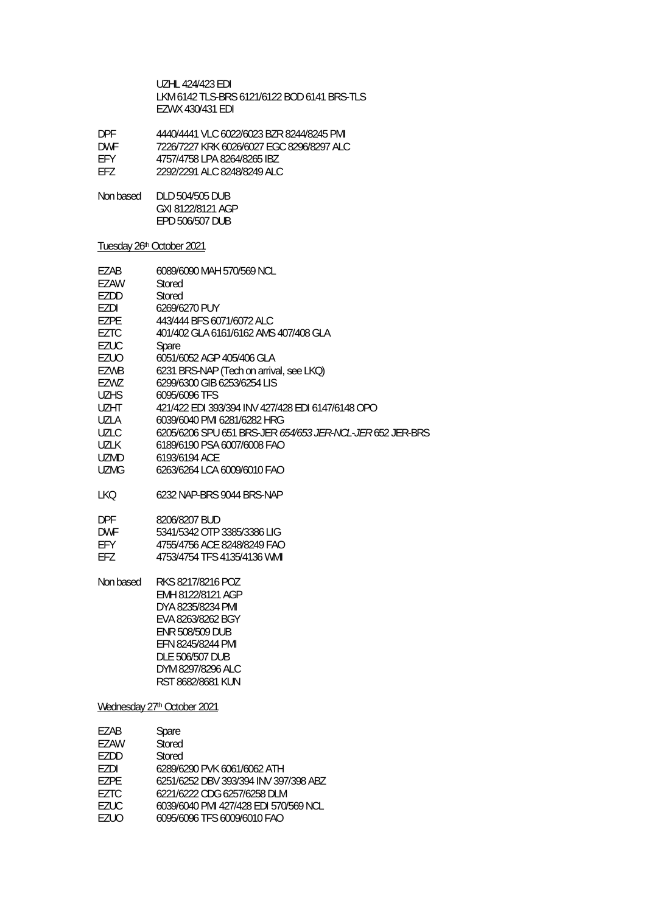| | |
|---|---|
| | UZHL 424/423 EDI |
| | LKM 6142 TLS-BRS 6121/6122 BOD 6141 BRS-TLS |
| | EZWX 430/431 EDI |

| | |
|---|---|
| DPF | 4440/4441 VLC 6022/6023 BZR 8244/8245 PMI |
| DWF | 7226/7227 KRK 6026/6027 EGC 8296/8297 ALC |
| EFY | 4757/4758 LPA 8264/8265 IBZ |
| EFZ | 2292/2291 ALC 8248/8249 ALC |

| | |
|---|---|
| Non based | DLD 504/505 DUB |
| | GXI 8122/8121 AGP |
| | EPD 506/507 DUB |

<u>Tuesday 26th October 2021</u>

| | |
|---|---|
| EZAB | 6089/6090 MAH 570/569 NCL |
| EZAW | Stored |
| EZDD | Stored |
| EZDI | 6269/6270 PUY |
| EZPE | 443/444 BFS 6071/6072 ALC |
| EZTC | 401/402 GLA 6161/6162 AMS 407/408 GLA |
| EZUC | Spare |
| EZUO | 6051/6052 AGP 405/406 GLA |
| EZWB | 6231 BRS-NAP (Tech on arrival, see LKQ) |
| EZWZ | 6299/6300 GIB 6253/6254 LIS |
| UZHS | 6095/6096 TFS |
| UZHT | 421/422 EDI 393/394 INV 427/428 EDI 6147/6148 OPO |
| UZLA | 6039/6040 PMI 6281/6282 HRG |
| UZLC | 6205/6206 SPU 651 BRS-JER *654/653 JER-NCL-JER* 652 JER-BRS |
| UZLK | 6189/6190 PSA 6007/6008 FAO |
| UZMD | 6193/6194 ACE |
| UZMG | 6263/6264 LCA 6009/6010 FAO |

| | |
|---|---|
| LKQ | 6232 NAP-BRS 9044 BRS-NAP |

| | |
|---|---|
| DPF | 8206/8207 BUD |
| DWF | 5341/5342 OTP 3385/3386 LIG |
| EFY | 4755/4756 ACE 8248/8249 FAO |
| EFZ | 4753/4754 TFS 4135/4136 WMI |

| | |
|---|---|
| Non based | RKS 8217/8216 POZ |
| | EMH 8122/8121 AGP |
| | DYA 8235/8234 PMI |
| | EVA 8263/8262 BGY |
| | ENR 508/509 DUB |
| | EFN 8245/8244 PMI |
| | DLE 506/507 DUB |
| | DYM 8297/8296 ALC |
| | RST 8682/8681 KUN |

<u>Wednesday 27th October 2021</u>

| | |
|---|---|
| EZAB | Spare |
| EZAW | Stored |
| EZDD | Stored |
| EZDI | 6289/6290 PVK 6061/6062 ATH |
| EZPE | 6251/6252 DBV 393/394 INV 397/398 ABZ |
| EZTC | 6221/6222 CDG 6257/6258 DLM |
| EZUC | 6039/6040 PMI 427/428 EDI 570/569 NCL |
| EZUO | 6095/6096 TFS 6009/6010 FAO |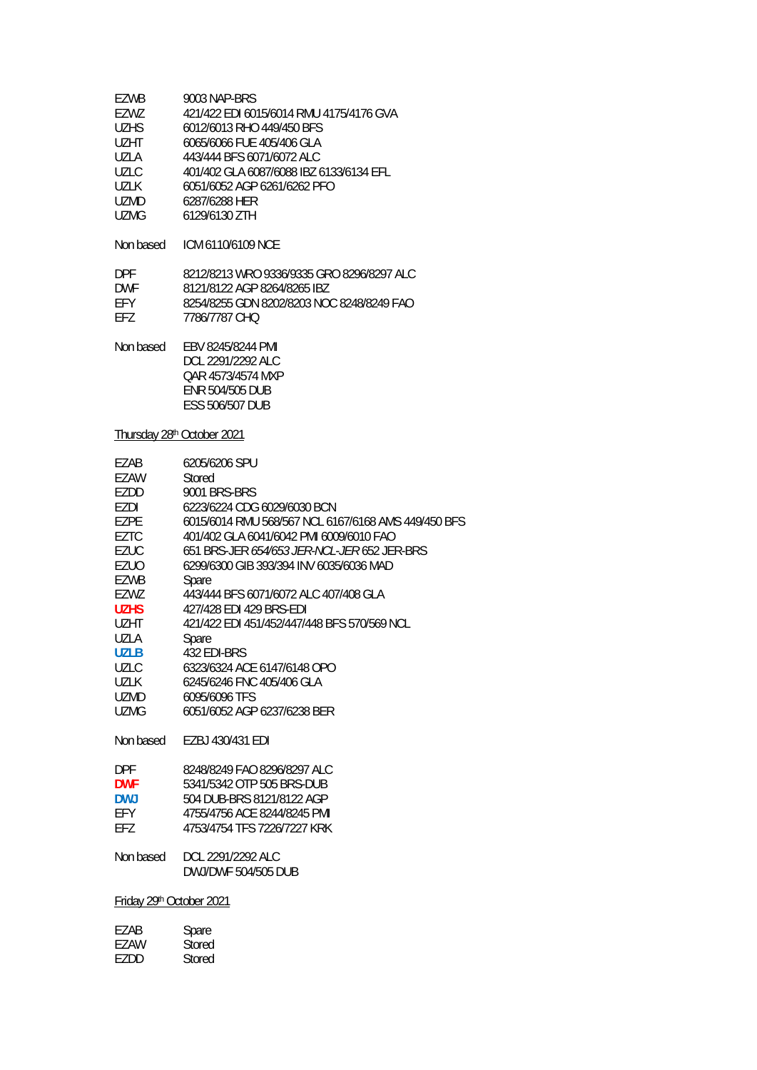| | |
|---|---|
| EZWB | 9003 NAP-BRS |
| EZWZ | 421/422 EDI 6015/6014 RMU 4175/4176 GVA |
| UZHS | 6012/6013 RHO 449/450 BFS |
| UZHT | 6065/6066 FUE 405/406 GLA |
| UZLA | 443/444 BFS 6071/6072 ALC |
| UZLC | 401/402 GLA 6087/6088 IBZ 6133/6134 EFL |
| UZLK | 6051/6052 AGP 6261/6262 PFO |
| UZMD | 6287/6288 HER |
| UZMG | 6129/6130 ZTH |

Non based ICM 6110/6109 NCE

| | |
|---|---|
| DPF | 8212/8213 WRO 9336/9335 GRO 8296/8297 ALC |
| DWF | 8121/8122 AGP 8264/8265 IBZ |
| EFY | 8254/8255 GDN 8202/8203 NOC 8248/8249 FAO |
| EFZ | 7786/7787 CHQ |

Non based EBV 8245/8244 PMI
DCL 2291/2292 ALC
QAR 4573/4574 MXP
ENR 504/505 DUB
ESS 506/507 DUB

Thursday 28th October 2021

| | |
|---|---|
| EZAB | 6205/6206 SPU |
| EZAW | Stored |
| EZDD | 9001 BRS-BRS |
| EZDI | 6223/6224 CDG 6029/6030 BCN |
| EZPE | 6015/6014 RMU 568/567 NCL 6167/6168 AMS 449/450 BFS |
| EZTC | 401/402 GLA 6041/6042 PMI 6009/6010 FAO |
| EZUC | 651 BRS-JER *654/653 JER-NCL-JER* 652 JER-BRS |
| EZUO | 6299/6300 GIB 393/394 INV 6035/6036 MAD |
| EZWB | Spare |
| EZWZ | 443/444 BFS 6071/6072 ALC 407/408 GLA |
| **UZHS** | 427/428 EDI 429 BRS-EDI |
| UZHT | 421/422 EDI 451/452/447/448 BFS 570/569 NCL |
| UZLA | Spare |
| **UZLB** | 432 EDI-BRS |
| UZLC | 6323/6324 ACE 6147/6148 OPO |
| UZLK | 6245/6246 FNC 405/406 GLA |
| UZMD | 6095/6096 TFS |
| UZMG | 6051/6052 AGP 6237/6238 BER |

Non based EZBJ 430/431 EDI

| | |
|---|---|
| DPF | 8248/8249 FAO 8296/8297 ALC |
| **DWF** | 5341/5342 OTP 505 BRS-DUB |
| **DWJ** | 504 DUB-BRS 8121/8122 AGP |
| EFY | 4755/4756 ACE 8244/8245 PMI |
| EFZ | 4753/4754 TFS 7226/7227 KRK |

Non based DCL 2291/2292 ALC
DWJ/DWF 504/505 DUB

Friday 29th October 2021

| | |
|---|---|
| EZAB | Spare |
| EZAW | Stored |
| EZDD | Stored |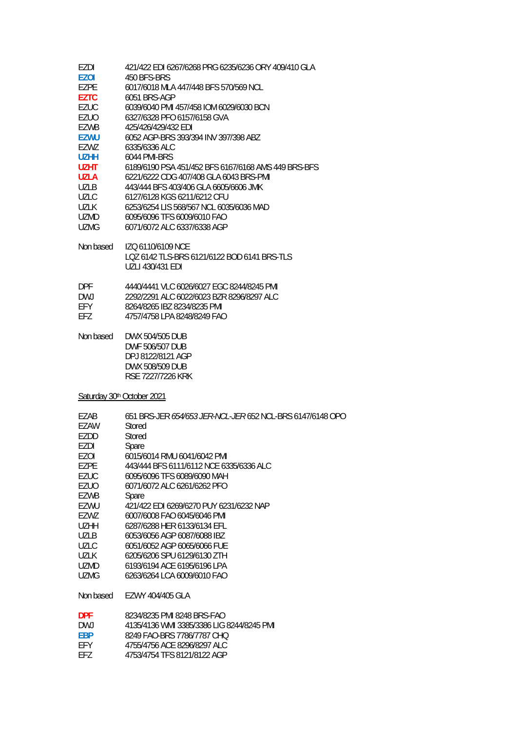| | |
|---|---|
| EZDI | 421/422 EDI 6267/6268 PRG 6235/6236 ORY 409/410 GLA |
| **EZOI** | 450 BFS-BRS |
| EZPE | 6017/6018 MLA 447/448 BFS 570/569 NCL |
| **EZTC** | 6051 BRS-AGP |
| EZUC | 6039/6040 PMI 457/458 IOM 6029/6030 BCN |
| EZUO | 6327/6328 PFO 6157/6158 GVA |
| EZWB | 425/426/429/432 EDI |
| **EZWU** | 6052 AGP-BRS 393/394 INV 397/398 ABZ |
| EZWZ | 6335/6336 ALC |
| **UZHH** | 6044 PMI-BRS |
| **UZHT** | 6189/6190 PSA 451/452 BFS 6167/6168 AMS 449 BRS-BFS |
| **UZLA** | 6221/6222 CDG 407/408 GLA 6043 BRS-PMI |
| UZLB | 443/444 BFS 403/406 GLA 6605/6606 JMK |
| UZLC | 6127/6128 KGS 6211/6212 CFU |
| UZLK | 6253/6254 LIS 568/567 NCL 6035/6036 MAD |
| UZMD | 6095/6096 TFS 6009/6010 FAO |
| UZMG | 6071/6072 ALC 6337/6338 AGP |
| | |
| Non based | IZQ 6110/6109 NCE |
| | LQZ 6142 TLS-BRS 6121/6122 BOD 6141 BRS-TLS |
| | UZLI 430/431 EDI |
| | |
| DPF | 4440/4441 VLC 6026/6027 EGC 8244/8245 PMI |
| DWJ | 2292/2291 ALC 6022/6023 BZR 8296/8297 ALC |
| EFY | 8264/8265 IBZ 8234/8235 PMI |
| EFZ | 4757/4758 LPA 8248/8249 FAO |
| | |
| Non based | DWX 504/505 DUB |
| | DWF 506/507 DUB |
| | DPJ 8122/8121 AGP |
| | DWX 508/509 DUB |
| | RSE 7227/7226 KRK |

Saturday 30th October 2021

| | |
|---|---|
| EZAB | 651 BRS-JER *654/653 JER-NCL-JER* 652 NCL-BRS 6147/6148 OPO |
| EZAW | Stored |
| EZDD | Stored |
| EZDI | Spare |
| EZOI | 6015/6014 RMU 6041/6042 PMI |
| EZPE | 443/444 BFS 6111/6112 NCE 6335/6336 ALC |
| EZUC | 6095/6096 TFS 6089/6090 MAH |
| EZUO | 6071/6072 ALC 6261/6262 PFO |
| EZWB | Spare |
| EZWU | 421/422 EDI 6269/6270 PUY 6231/6232 NAP |
| EZWZ | 6007/6008 FAO 6045/6046 PMI |
| UZHH | 6287/6288 HER 6133/6134 EFL |
| UZLB | 6053/6056 AGP 6087/6088 IBZ |
| UZLC | 6051/6052 AGP 6065/6066 FUE |
| UZLK | 6205/6206 SPU 6129/6130 ZTH |
| UZMD | 6193/6194 ACE 6195/6196 LPA |
| UZMG | 6263/6264 LCA 6009/6010 FAO |
| | |
| Non based | EZWY 404/405 GLA |
| | |
| **DPF** | 8234/8235 PMI 8248 BRS-FAO |
| DWJ | 4135/4136 WMI 3385/3386 LIG 8244/8245 PMI |
| **EBP** | 8249 FAO-BRS 7786/7787 CHQ |
| EFY | 4755/4756 ACE 8296/8297 ALC |
| EFZ | 4753/4754 TFS 8121/8122 AGP |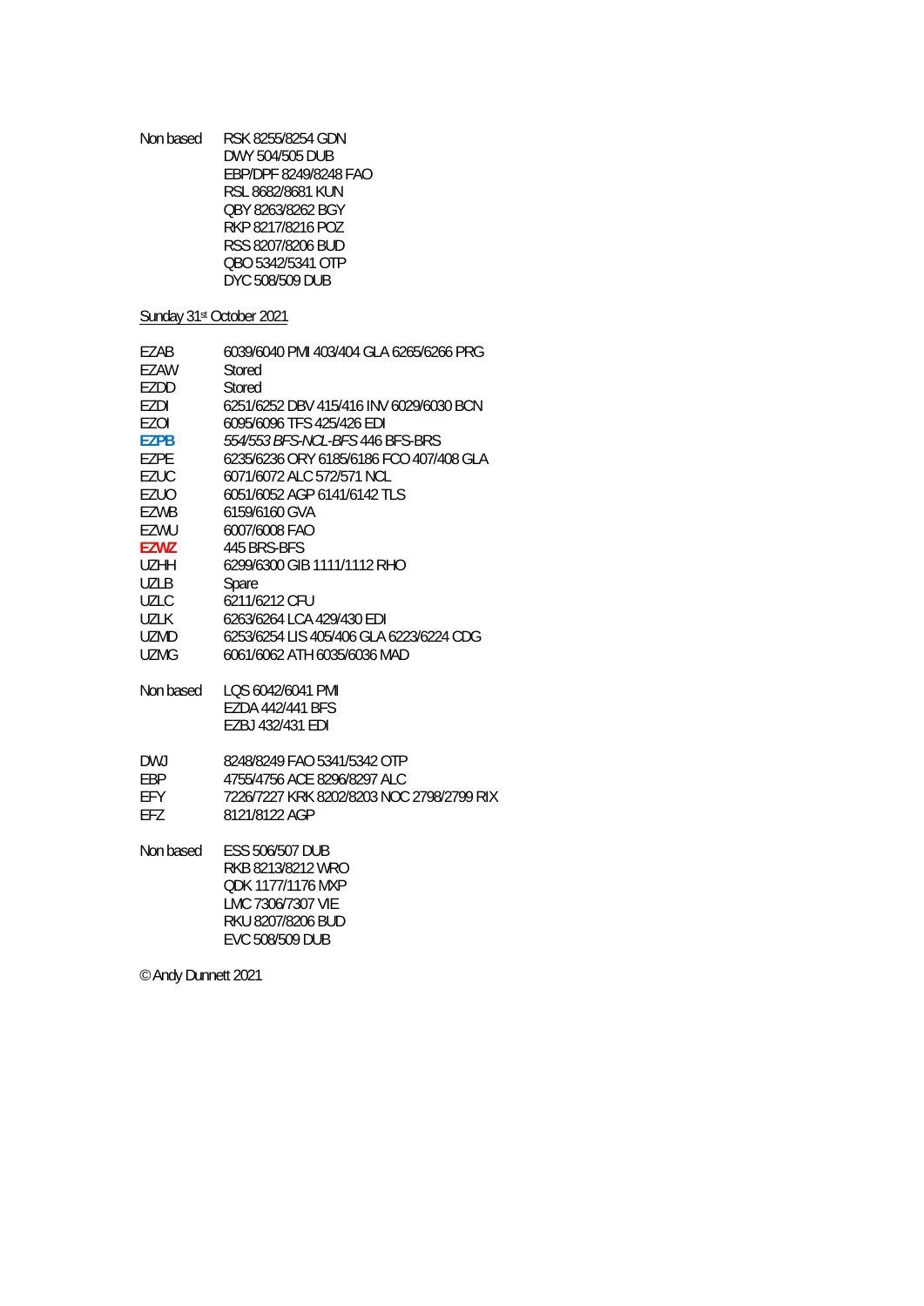| | |
|---|---|
| Non based | RSK 8255/8254 GDN |
| | DWY 504/505 DUB |
| | EBP/DPF 8249/8248 FAO |
| | RSL 8682/8681 KUN |
| | QBY 8263/8262 BGY |
| | RKP 8217/8216 POZ |
| | RSS 8207/8206 BUD |
| | QBO 5342/5341 OTP |
| | DYC 508/509 DUB |

Sunday 31st October 2021

| | |
|---|---|
| EZAB | 6039/6040 PMI 403/404 GLA 6265/6266 PRG |
| EZAW | Stored |
| EZDD | Stored |
| EZDI | 6251/6252 DBV 415/416 INV 6029/6030 BCN |
| EZOI | 6095/6096 TFS 425/426 EDI |
| **EZPB** | *554/553 BFS-NCL-BFS* 446 BFS-BRS |
| EZPE | 6235/6236 ORY 6185/6186 FCO 407/408 GLA |
| EZUC | 6071/6072 ALC 572/571 NCL |
| EZUO | 6051/6052 AGP 6141/6142 TLS |
| EZWB | 6159/6160 GVA |
| EZWU | 6007/6008 FAO |
| **EZWZ** | 445 BRS-BFS |
| UZHH | 6299/6300 GIB 1111/1112 RHO |
| UZLB | Spare |
| UZLC | 6211/6212 CFU |
| UZLK | 6263/6264 LCA 429/430 EDI |
| UZMD | 6253/6254 LIS 405/406 GLA 6223/6224 CDG |
| UZMG | 6061/6062 ATH 6035/6036 MAD |
| | |
| Non based | LQS 6042/6041 PMI |
| | EZDA 442/441 BFS |
| | EZBJ 432/431 EDI |
| | |
| DWJ | 8248/8249 FAO 5341/5342 OTP |
| EBP | 4755/4756 ACE 8296/8297 ALC |
| EFY | 7226/7227 KRK 8202/8203 NOC 2798/2799 RIX |
| EFZ | 8121/8122 AGP |
| | |
| Non based | ESS 506/507 DUB |
| | RKB 8213/8212 WRO |
| | QDK 1177/1176 MXP |
| | LMC 7306/7307 VIE |
| | RKU 8207/8206 BUD |
| | EVC 508/509 DUB |

© Andy Dunnett 2021